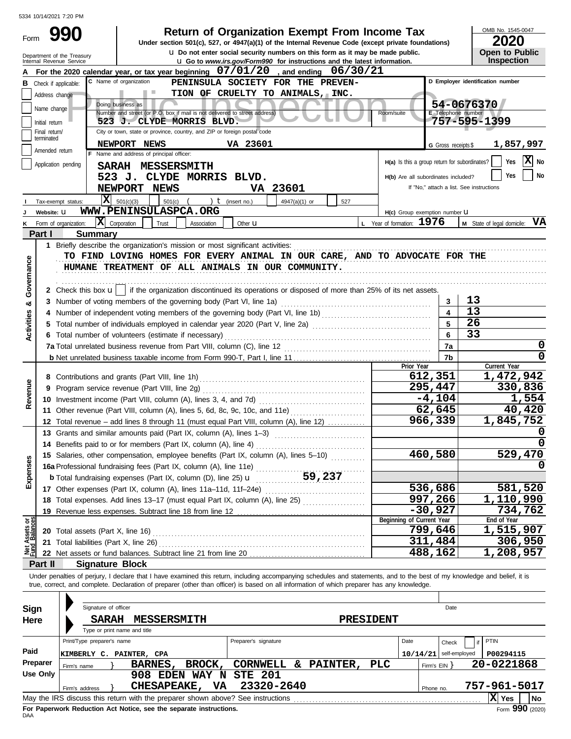5334 10/14/2021 7:20 PM

# Form 990

## Return of Organization Exempt From Income Tax

Under section 501(c), 527, or 4947(a)(1) of the Internal Revenue Code (except private foundations)

u Do not enter social security numbers on this form as it may be made public.

u Go to *www.irs.gov/Form990* for instructions and the latest information.

Department of the Treasury
Internal Revenue Service

OMB No. 1545-0047

**2020**

**Open to Public Inspection**

**A** For the 2020 calendar year, or tax year beginning 07/01/20, and ending 06/30/21

**B** Check if applicable: Address change / Name change / Initial return / Final return/terminated / Amended return / Application pending

**C** Name of organization: PENINSULA SOCIETY FOR THE PREVENTION OF CRUELTY TO ANIMALS, INC.

Doing business as

Number and street (or P.O. box if mail is not delivered to street address): 523 J. CLYDE MORRIS BLVD.   Room/suite

City or town, state or province, country, and ZIP or foreign postal code: NEWPORT NEWS VA 23601

**D** Employer identification number: 54-0676370

**E** Telephone number: 757-595-1399

**G** Gross receipts $ 1,857,997

**F** Name and address of principal officer: SARAH MESSERSMITH, 523 J. CLYDE MORRIS BLVD., NEWPORT NEWS VA 23601

H(a) Is this a group return for subordinates? [ ] Yes [X] No

H(b) Are all subordinates included? [ ] Yes [ ] No
If "No," attach a list. See instructions

**I** Tax-exempt status: [X] 501(c)(3) [ ] 501(c) ( ) t (insert no.) [ ] 4947(a)(1) or [ ] 527

**J** Website: u WWW.PENINSULASPCA.ORG

H(c) Group exemption number u

**K** Form of organization: [X] Corporation [ ] Trust [ ] Association [ ] Other u

**L** Year of formation: 1976

**M** State of legal domicile: VA

## Part I Summary

**Activities & Governance**

1 Briefly describe the organization's mission or most significant activities:
TO FIND LOVING HOMES FOR EVERY ANIMAL IN OUR CARE, AND TO ADVOCATE FOR THE HUMANE TREATMENT OF ALL ANIMALS IN OUR COMMUNITY.

2 Check this box u [ ] if the organization discontinued its operations or disposed of more than 25% of its net assets.

| | | Line | Value |
|---|---|---|---|
| 3 | Number of voting members of the governing body (Part VI, line 1a) | 3 | 13 |
| 4 | Number of independent voting members of the governing body (Part VI, line 1b) | 4 | 13 |
| 5 | Total number of individuals employed in calendar year 2020 (Part V, line 2a) | 5 | 26 |
| 6 | Total number of volunteers (estimate if necessary) | 6 | 33 |
| 7a | Total unrelated business revenue from Part VIII, column (C), line 12 | 7a | 0 |
| b | Net unrelated business taxable income from Form 990-T, Part I, line 11 | 7b | 0 |

| | | Prior Year | Current Year |
|---|---|---|---|
| **Revenue** | | | |
| 8 | Contributions and grants (Part VIII, line 1h) | 612,351 | 1,472,942 |
| 9 | Program service revenue (Part VIII, line 2g) | 295,447 | 330,836 |
| 10 | Investment income (Part VIII, column (A), lines 3, 4, and 7d) | -4,104 | 1,554 |
| 11 | Other revenue (Part VIII, column (A), lines 5, 6d, 8c, 9c, 10c, and 11e) | 62,645 | 40,420 |
| 12 | Total revenue – add lines 8 through 11 (must equal Part VIII, column (A), line 12) | 966,339 | 1,845,752 |
| **Expenses** | | | |
| 13 | Grants and similar amounts paid (Part IX, column (A), lines 1–3) | | 0 |
| 14 | Benefits paid to or for members (Part IX, column (A), line 4) | | 0 |
| 15 | Salaries, other compensation, employee benefits (Part IX, column (A), lines 5–10) | 460,580 | 529,470 |
| 16a | Professional fundraising fees (Part IX, column (A), line 11e) | | 0 |
| b | Total fundraising expenses (Part IX, column (D), line 25) u 59,237 | | |
| 17 | Other expenses (Part IX, column (A), lines 11a–11d, 11f–24e) | 536,686 | 581,520 |
| 18 | Total expenses. Add lines 13–17 (must equal Part IX, column (A), line 25) | 997,266 | 1,110,990 |
| 19 | Revenue less expenses. Subtract line 18 from line 12 | -30,927 | 734,762 |
| **Net Assets or Fund Balances** | | **Beginning of Current Year** | **End of Year** |
| 20 | Total assets (Part X, line 16) | 799,646 | 1,515,907 |
| 21 | Total liabilities (Part X, line 26) | 311,484 | 306,950 |
| 22 | Net assets or fund balances. Subtract line 21 from line 20 | 488,162 | 1,208,957 |

## Part II Signature Block

Under penalties of perjury, I declare that I have examined this return, including accompanying schedules and statements, and to the best of my knowledge and belief, it is true, correct, and complete. Declaration of preparer (other than officer) is based on all information of which preparer has any knowledge.

**Sign Here**

Signature of officer — Date

SARAH MESSERSMITH PRESIDENT
Type or print name and title

**Paid Preparer Use Only**

| Print/Type preparer's name | Preparer's signature | Date | Check if self-employed | PTIN |
|---|---|---|---|---|
| KIMBERLY C. PAINTER, CPA | | 10/14/21 | | P00294115 |

Firm's name: BARNES, BROCK, CORNWELL & PAINTER, PLC — Firm's EIN: 20-0221868

Firm's address: 908 EDEN WAY N STE 201, CHESAPEAKE, VA 23320-2640 — Phone no. 757-961-5017

May the IRS discuss this return with the preparer shown above? See instructions [X] Yes [ ] No

**For Paperwork Reduction Act Notice, see the separate instructions.**

DAA

Form **990** (2020)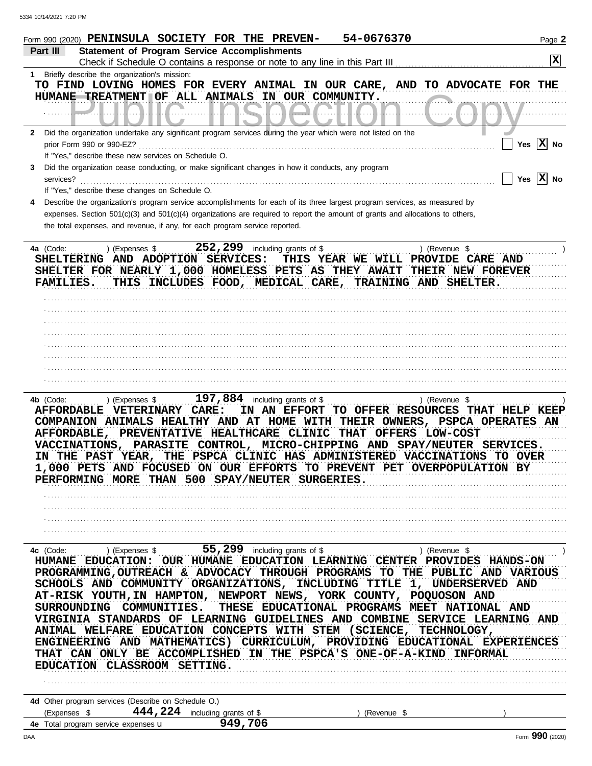Form 990 (2020) PENINSULA SOCIETY FOR THE PREVEN- 54-0676370

## Part III Statement of Program Service Accomplishments

Check if Schedule O contains a response or note to any line in this Part III [X]

**1** Briefly describe the organization's mission:

TO FIND LOVING HOMES FOR EVERY ANIMAL IN OUR CARE, AND TO ADVOCATE FOR THE HUMANE TREATMENT OF ALL ANIMALS IN OUR COMMUNITY.

**2** Did the organization undertake any significant program services during the year which were not listed on the prior Form 990 or 990-EZ? [ ] Yes [X] No

If "Yes," describe these new services on Schedule O.

**3** Did the organization cease conducting, or make significant changes in how it conducts, any program services? [ ] Yes [X] No

If "Yes," describe these changes on Schedule O.

**4** Describe the organization's program service accomplishments for each of its three largest program services, as measured by expenses. Section 501(c)(3) and 501(c)(4) organizations are required to report the amount of grants and allocations to others, the total expenses, and revenue, if any, for each program service reported.

**4a** (Code: ) (Expenses $ 252,299 including grants of $ ) (Revenue $ )

SHELTERING AND ADOPTION SERVICES: THIS YEAR WE WILL PROVIDE CARE AND SHELTER FOR NEARLY 1,000 HOMELESS PETS AS THEY AWAIT THEIR NEW FOREVER FAMILIES. THIS INCLUDES FOOD, MEDICAL CARE, TRAINING AND SHELTER.

**4b** (Code: ) (Expenses $ 197,884 including grants of $ ) (Revenue $ )

AFFORDABLE VETERINARY CARE: IN AN EFFORT TO OFFER RESOURCES THAT HELP KEEP COMPANION ANIMALS HEALTHY AND AT HOME WITH THEIR OWNERS, PSPCA OPERATES AN AFFORDABLE, PREVENTATIVE HEALTHCARE CLINIC THAT OFFERS LOW-COST VACCINATIONS, PARASITE CONTROL, MICRO-CHIPPING AND SPAY/NEUTER SERVICES. IN THE PAST YEAR, THE PSPCA CLINIC HAS ADMINISTERED VACCINATIONS TO OVER 1,000 PETS AND FOCUSED ON OUR EFFORTS TO PREVENT PET OVERPOPULATION BY PERFORMING MORE THAN 500 SPAY/NEUTER SURGERIES.

**4c** (Code: ) (Expenses $ 55,299 including grants of $ ) (Revenue $ )

HUMANE EDUCATION: OUR HUMANE EDUCATION LEARNING CENTER PROVIDES HANDS-ON PROGRAMMING,OUTREACH & ADVOCACY THROUGH PROGRAMS TO THE PUBLIC AND VARIOUS SCHOOLS AND COMMUNITY ORGANIZATIONS, INCLUDING TITLE 1, UNDERSERVED AND AT-RISK YOUTH,IN HAMPTON, NEWPORT NEWS, YORK COUNTY, POQUOSON AND SURROUNDING COMMUNITIES. THESE EDUCATIONAL PROGRAMS MEET NATIONAL AND VIRGINIA STANDARDS OF LEARNING GUIDELINES AND COMBINE SERVICE LEARNING AND ANIMAL WELFARE EDUCATION CONCEPTS WITH STEM (SCIENCE, TECHNOLOGY, ENGINEERING AND MATHEMATICS) CURRICULUM, PROVIDING EDUCATIONAL EXPERIENCES THAT CAN ONLY BE ACCOMPLISHED IN THE PSPCA'S ONE-OF-A-KIND INFORMAL EDUCATION CLASSROOM SETTING.

**4d** Other program services (Describe on Schedule O.)

(Expenses $ 444,224 including grants of $ ) (Revenue $ )

**4e** Total program service expenses 949,706

Form **990** (2020)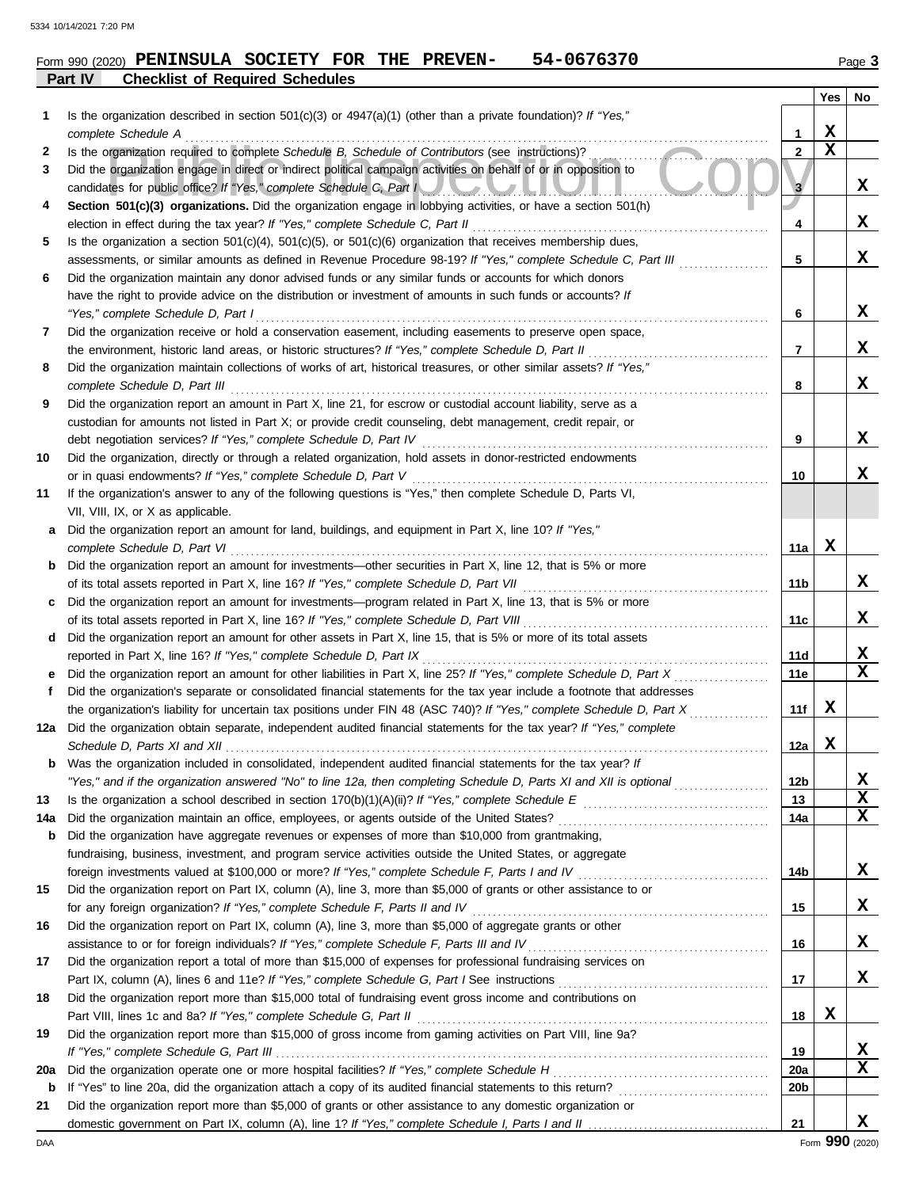Form 990 (2020) **PENINSULA SOCIETY FOR THE PREVEN- 54-0676370** Page 3

**Part IV Checklist of Required Schedules**

| | | | Yes | No |
|---|---|---|---|---|
| 1 | Is the organization described in section 501(c)(3) or 4947(a)(1) (other than a private foundation)? *If "Yes," complete Schedule A* | 1 | X | |
| 2 | Is the organization required to complete *Schedule B, Schedule of Contributors* (see instructions)? | 2 | X | |
| 3 | Did the organization engage in direct or indirect political campaign activities on behalf of or in opposition to candidates for public office? *If "Yes," complete Schedule C, Part I* | 3 | | X |
| 4 | **Section 501(c)(3) organizations.** Did the organization engage in lobbying activities, or have a section 501(h) election in effect during the tax year? *If "Yes," complete Schedule C, Part II* | 4 | | X |
| 5 | Is the organization a section 501(c)(4), 501(c)(5), or 501(c)(6) organization that receives membership dues, assessments, or similar amounts as defined in Revenue Procedure 98-19? *If "Yes," complete Schedule C, Part III* | 5 | | X |
| 6 | Did the organization maintain any donor advised funds or any similar funds or accounts for which donors have the right to provide advice on the distribution or investment of amounts in such funds or accounts? *If "Yes," complete Schedule D, Part I* | 6 | | X |
| 7 | Did the organization receive or hold a conservation easement, including easements to preserve open space, the environment, historic land areas, or historic structures? *If "Yes," complete Schedule D, Part II* | 7 | | X |
| 8 | Did the organization maintain collections of works of art, historical treasures, or other similar assets? *If "Yes," complete Schedule D, Part III* | 8 | | X |
| 9 | Did the organization report an amount in Part X, line 21, for escrow or custodial account liability, serve as a custodian for amounts not listed in Part X; or provide credit counseling, debt management, credit repair, or debt negotiation services? *If "Yes," complete Schedule D, Part IV* | 9 | | X |
| 10 | Did the organization, directly or through a related organization, hold assets in donor-restricted endowments or in quasi endowments? *If "Yes," complete Schedule D, Part V* | 10 | | X |
| 11 | If the organization's answer to any of the following questions is "Yes," then complete Schedule D, Parts VI, VII, VIII, IX, or X as applicable. | | | |
| a | Did the organization report an amount for land, buildings, and equipment in Part X, line 10? *If "Yes," complete Schedule D, Part VI* | 11a | X | |
| b | Did the organization report an amount for investments—other securities in Part X, line 12, that is 5% or more of its total assets reported in Part X, line 16? *If "Yes," complete Schedule D, Part VII* | 11b | | X |
| c | Did the organization report an amount for investments—program related in Part X, line 13, that is 5% or more of its total assets reported in Part X, line 16? *If "Yes," complete Schedule D, Part VIII* | 11c | | X |
| d | Did the organization report an amount for other assets in Part X, line 15, that is 5% or more of its total assets reported in Part X, line 16? *If "Yes," complete Schedule D, Part IX* | 11d | | X |
| e | Did the organization report an amount for other liabilities in Part X, line 25? *If "Yes," complete Schedule D, Part X* | 11e | | X |
| f | Did the organization's separate or consolidated financial statements for the tax year include a footnote that addresses the organization's liability for uncertain tax positions under FIN 48 (ASC 740)? *If "Yes," complete Schedule D, Part X* | 11f | X | |
| 12a | Did the organization obtain separate, independent audited financial statements for the tax year? *If "Yes," complete Schedule D, Parts XI and XII* | 12a | X | |
| b | Was the organization included in consolidated, independent audited financial statements for the tax year? *If "Yes," and if the organization answered "No" to line 12a, then completing Schedule D, Parts XI and XII is optional* | 12b | | X |
| 13 | Is the organization a school described in section 170(b)(1)(A)(ii)? *If "Yes," complete Schedule E* | 13 | | X |
| 14a | Did the organization maintain an office, employees, or agents outside of the United States? | 14a | | X |
| b | Did the organization have aggregate revenues or expenses of more than $10,000 from grantmaking, fundraising, business, investment, and program service activities outside the United States, or aggregate foreign investments valued at $100,000 or more? *If "Yes," complete Schedule F, Parts I and IV* | 14b | | X |
| 15 | Did the organization report on Part IX, column (A), line 3, more than $5,000 of grants or other assistance to or for any foreign organization? *If "Yes," complete Schedule F, Parts II and IV* | 15 | | X |
| 16 | Did the organization report on Part IX, column (A), line 3, more than $5,000 of aggregate grants or other assistance to or for foreign individuals? *If "Yes," complete Schedule F, Parts III and IV* | 16 | | X |
| 17 | Did the organization report a total of more than $15,000 of expenses for professional fundraising services on Part IX, column (A), lines 6 and 11e? *If "Yes," complete Schedule G, Part I* See instructions | 17 | | X |
| 18 | Did the organization report more than $15,000 total of fundraising event gross income and contributions on Part VIII, lines 1c and 8a? *If "Yes," complete Schedule G, Part II* | 18 | X | |
| 19 | Did the organization report more than $15,000 of gross income from gaming activities on Part VIII, line 9a? *If "Yes," complete Schedule G, Part III* | 19 | | X |
| 20a | Did the organization operate one or more hospital facilities? *If "Yes," complete Schedule H* | 20a | | X |
| b | If "Yes" to line 20a, did the organization attach a copy of its audited financial statements to this return? | 20b | | |
| 21 | Did the organization report more than $5,000 of grants or other assistance to any domestic organization or domestic government on Part IX, column (A), line 1? *If "Yes," complete Schedule I, Parts I and II* | 21 | | X |

Form **990** (2020)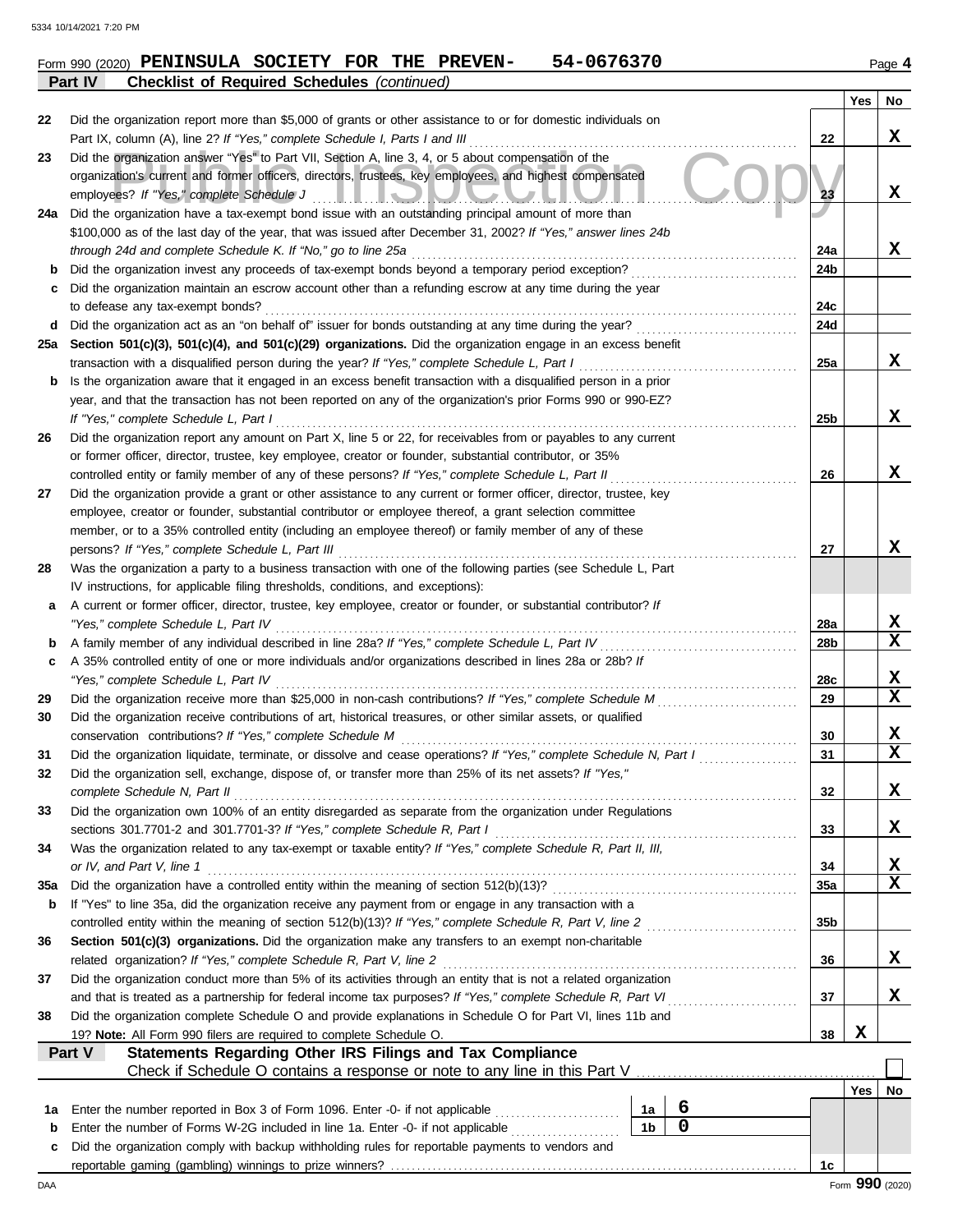Form 990 (2020) **PENINSULA SOCIETY FOR THE PREVEN- 54-0676370** Page **4**

**Part IV Checklist of Required Schedules** *(continued)*

| | | | Yes | No |
|---|---|---|---|---|
| 22 | Did the organization report more than $5,000 of grants or other assistance to or for domestic individuals on Part IX, column (A), line 2? *If "Yes," complete Schedule I, Parts I and III* | 22 | | X |
| 23 | Did the organization answer "Yes" to Part VII, Section A, line 3, 4, or 5 about compensation of the organization's current and former officers, directors, trustees, key employees, and highest compensated employees? *If "Yes," complete Schedule J* | 23 | | X |
| 24a | Did the organization have a tax-exempt bond issue with an outstanding principal amount of more than $100,000 as of the last day of the year, that was issued after December 31, 2002? *If "Yes," answer lines 24b through 24d and complete Schedule K. If "No," go to line 25a* | 24a | | X |
| b | Did the organization invest any proceeds of tax-exempt bonds beyond a temporary period exception? | 24b | | |
| c | Did the organization maintain an escrow account other than a refunding escrow at any time during the year to defease any tax-exempt bonds? | 24c | | |
| d | Did the organization act as an "on behalf of" issuer for bonds outstanding at any time during the year? | 24d | | |
| 25a | **Section 501(c)(3), 501(c)(4), and 501(c)(29) organizations.** Did the organization engage in an excess benefit transaction with a disqualified person during the year? *If "Yes," complete Schedule L, Part I* | 25a | | X |
| b | Is the organization aware that it engaged in an excess benefit transaction with a disqualified person in a prior year, and that the transaction has not been reported on any of the organization's prior Forms 990 or 990-EZ? *If "Yes," complete Schedule L, Part I* | 25b | | X |
| 26 | Did the organization report any amount on Part X, line 5 or 22, for receivables from or payables to any current or former officer, director, trustee, key employee, creator or founder, substantial contributor, or 35% controlled entity or family member of any of these persons? *If "Yes," complete Schedule L, Part II* | 26 | | X |
| 27 | Did the organization provide a grant or other assistance to any current or former officer, director, trustee, key employee, creator or founder, substantial contributor or employee thereof, a grant selection committee member, or to a 35% controlled entity (including an employee thereof) or family member of any of these persons? *If "Yes," complete Schedule L, Part III* | 27 | | X |
| 28 | Was the organization a party to a business transaction with one of the following parties (see Schedule L, Part IV instructions, for applicable filing thresholds, conditions, and exceptions): | | | |
| a | A current or former officer, director, trustee, key employee, creator or founder, or substantial contributor? *If "Yes," complete Schedule L, Part IV* | 28a | | X |
| b | A family member of any individual described in line 28a? *If "Yes," complete Schedule L, Part IV* | 28b | | X |
| c | A 35% controlled entity of one or more individuals and/or organizations described in lines 28a or 28b? *If "Yes," complete Schedule L, Part IV* | 28c | | X |
| 29 | Did the organization receive more than $25,000 in non-cash contributions? *If "Yes," complete Schedule M* | 29 | | X |
| 30 | Did the organization receive contributions of art, historical treasures, or other similar assets, or qualified conservation contributions? *If "Yes," complete Schedule M* | 30 | | X |
| 31 | Did the organization liquidate, terminate, or dissolve and cease operations? *If "Yes," complete Schedule N, Part I* | 31 | | X |
| 32 | Did the organization sell, exchange, dispose of, or transfer more than 25% of its net assets? *If "Yes," complete Schedule N, Part II* | 32 | | X |
| 33 | Did the organization own 100% of an entity disregarded as separate from the organization under Regulations sections 301.7701-2 and 301.7701-3? *If "Yes," complete Schedule R, Part I* | 33 | | X |
| 34 | Was the organization related to any tax-exempt or taxable entity? *If "Yes," complete Schedule R, Part II, III, or IV, and Part V, line 1* | 34 | | X |
| 35a | Did the organization have a controlled entity within the meaning of section 512(b)(13)? | 35a | | X |
| b | If "Yes" to line 35a, did the organization receive any payment from or engage in any transaction with a controlled entity within the meaning of section 512(b)(13)? *If "Yes," complete Schedule R, Part V, line 2* | 35b | | |
| 36 | **Section 501(c)(3) organizations.** Did the organization make any transfers to an exempt non-charitable related organization? *If "Yes," complete Schedule R, Part V, line 2* | 36 | | X |
| 37 | Did the organization conduct more than 5% of its activities through an entity that is not a related organization and that is treated as a partnership for federal income tax purposes? *If "Yes," complete Schedule R, Part VI* | 37 | | X |
| 38 | Did the organization complete Schedule O and provide explanations in Schedule O for Part VI, lines 11b and 19? **Note:** All Form 990 filers are required to complete Schedule O. | 38 | X | |

**Part V Statements Regarding Other IRS Filings and Tax Compliance**

Check if Schedule O contains a response or note to any line in this Part V ☐

| | | | | | Yes | No |
|---|---|---|---|---|---|---|
| 1a | Enter the number reported in Box 3 of Form 1096. Enter -0- if not applicable | 1a | 6 | | | |
| b | Enter the number of Forms W-2G included in line 1a. Enter -0- if not applicable | 1b | 0 | | | |
| c | Did the organization comply with backup withholding rules for reportable payments to vendors and reportable gaming (gambling) winnings to prize winners? | | | 1c | | |

Form **990** (2020)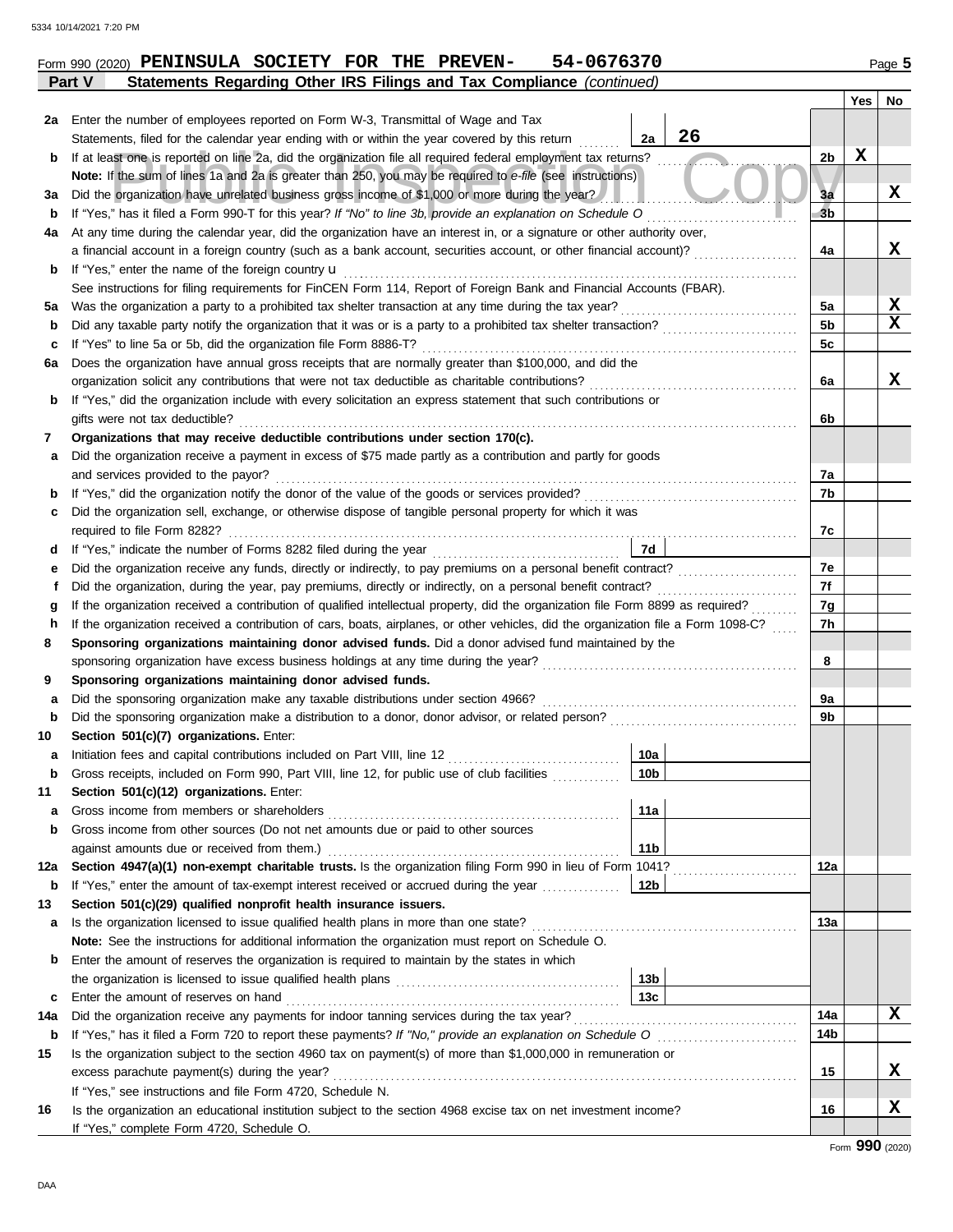Form 990 (2020) **PENINSULA SOCIETY FOR THE PREVEN- 54-0676370** Page 5

**Part V Statements Regarding Other IRS Filings and Tax Compliance** *(continued)*

| | | | | Yes | No |
|---|---|---|---|---|---|
| **2a** | Enter the number of employees reported on Form W-3, Transmittal of Wage and Tax Statements, filed for the calendar year ending with or within the year covered by this return | 2a: 26 | | | |
| **b** | If at least one is reported on line 2a, did the organization file all required federal employment tax returns? | | 2b | X | |
| | **Note:** If the sum of lines 1a and 2a is greater than 250, you may be required to *e-file* (see instructions) | | | | |
| **3a** | Did the organization have unrelated business gross income of $1,000 or more during the year? | | 3a | | X |
| **b** | If "Yes," has it filed a Form 990-T for this year? *If "No" to line 3b, provide an explanation on Schedule O* | | 3b | | |
| **4a** | At any time during the calendar year, did the organization have an interest in, or a signature or other authority over, a financial account in a foreign country (such as a bank account, securities account, or other financial account)? | | 4a | | X |
| **b** | If "Yes," enter the name of the foreign country u | | | | |
| | See instructions for filing requirements for FinCEN Form 114, Report of Foreign Bank and Financial Accounts (FBAR). | | | | |
| **5a** | Was the organization a party to a prohibited tax shelter transaction at any time during the tax year? | | 5a | | X |
| **b** | Did any taxable party notify the organization that it was or is a party to a prohibited tax shelter transaction? | | 5b | | X |
| **c** | If "Yes" to line 5a or 5b, did the organization file Form 8886-T? | | 5c | | |
| **6a** | Does the organization have annual gross receipts that are normally greater than $100,000, and did the organization solicit any contributions that were not tax deductible as charitable contributions? | | 6a | | X |
| **b** | If "Yes," did the organization include with every solicitation an express statement that such contributions or gifts were not tax deductible? | | 6b | | |
| **7** | **Organizations that may receive deductible contributions under section 170(c).** | | | | |
| **a** | Did the organization receive a payment in excess of $75 made partly as a contribution and partly for goods and services provided to the payor? | | 7a | | |
| **b** | If "Yes," did the organization notify the donor of the value of the goods or services provided? | | 7b | | |
| **c** | Did the organization sell, exchange, or otherwise dispose of tangible personal property for which it was required to file Form 8282? | | 7c | | |
| **d** | If "Yes," indicate the number of Forms 8282 filed during the year | 7d | | | |
| **e** | Did the organization receive any funds, directly or indirectly, to pay premiums on a personal benefit contract? | | 7e | | |
| **f** | Did the organization, during the year, pay premiums, directly or indirectly, on a personal benefit contract? | | 7f | | |
| **g** | If the organization received a contribution of qualified intellectual property, did the organization file Form 8899 as required? | | 7g | | |
| **h** | If the organization received a contribution of cars, boats, airplanes, or other vehicles, did the organization file a Form 1098-C? | | 7h | | |
| **8** | **Sponsoring organizations maintaining donor advised funds.** Did a donor advised fund maintained by the sponsoring organization have excess business holdings at any time during the year? | | 8 | | |
| **9** | **Sponsoring organizations maintaining donor advised funds.** | | | | |
| **a** | Did the sponsoring organization make any taxable distributions under section 4966? | | 9a | | |
| **b** | Did the sponsoring organization make a distribution to a donor, donor advisor, or related person? | | 9b | | |
| **10** | **Section 501(c)(7) organizations.** Enter: | | | | |
| **a** | Initiation fees and capital contributions included on Part VIII, line 12 | 10a | | | |
| **b** | Gross receipts, included on Form 990, Part VIII, line 12, for public use of club facilities | 10b | | | |
| **11** | **Section 501(c)(12) organizations.** Enter: | | | | |
| **a** | Gross income from members or shareholders | 11a | | | |
| **b** | Gross income from other sources (Do not net amounts due or paid to other sources against amounts due or received from them.) | 11b | | | |
| **12a** | **Section 4947(a)(1) non-exempt charitable trusts.** Is the organization filing Form 990 in lieu of Form 1041? | | 12a | | |
| **b** | If "Yes," enter the amount of tax-exempt interest received or accrued during the year | 12b | | | |
| **13** | **Section 501(c)(29) qualified nonprofit health insurance issuers.** | | | | |
| **a** | Is the organization licensed to issue qualified health plans in more than one state? | | 13a | | |
| | **Note:** See the instructions for additional information the organization must report on Schedule O. | | | | |
| **b** | Enter the amount of reserves the organization is required to maintain by the states in which the organization is licensed to issue qualified health plans | 13b | | | |
| **c** | Enter the amount of reserves on hand | 13c | | | |
| **14a** | Did the organization receive any payments for indoor tanning services during the tax year? | | 14a | | X |
| **b** | If "Yes," has it filed a Form 720 to report these payments? *If "No," provide an explanation on Schedule O* | | 14b | | |
| **15** | Is the organization subject to the section 4960 tax on payment(s) of more than $1,000,000 in remuneration or excess parachute payment(s) during the year? | | 15 | | X |
| | If "Yes," see instructions and file Form 4720, Schedule N. | | | | |
| **16** | Is the organization an educational institution subject to the section 4968 excise tax on net investment income? | | 16 | | X |
| | If "Yes," complete Form 4720, Schedule O. | | | | |

Form **990** (2020)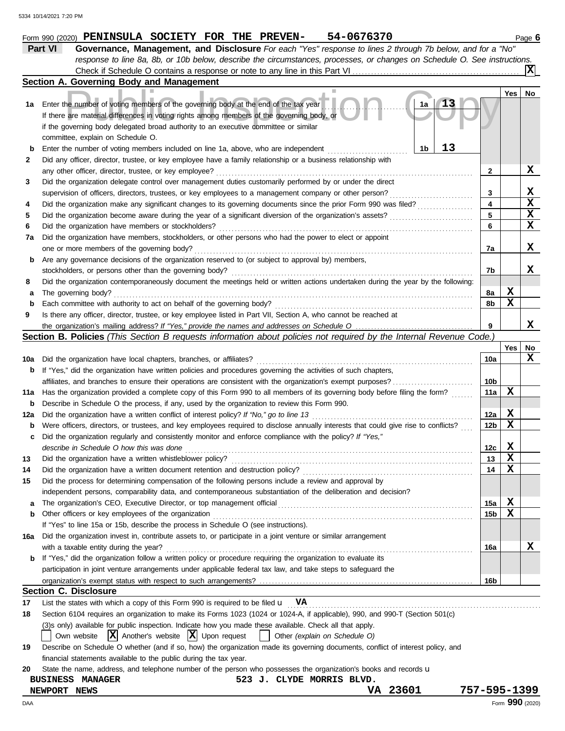Form 990 (2020) **PENINSULA SOCIETY FOR THE PREVEN-** **54-0676370** Page **6**

**Part VI** **Governance, Management, and Disclosure** *For each "Yes" response to lines 2 through 7b below, and for a "No" response to line 8a, 8b, or 10b below, describe the circumstances, processes, or changes on Schedule O. See instructions.*

Check if Schedule O contains a response or note to any line in this Part VI . . . . . . . . . . . . . . . . . . . . . . . . . . **X**

## Section A. Governing Body and Management

| | | | | Yes | No |
|---|---|---|---|---|---|
| **1a** | Enter the number of voting members of the governing body at the end of the tax year. If there are material differences in voting rights among members of the governing body, or if the governing body delegated broad authority to an executive committee or similar committee, explain on Schedule O. | 1a 13 | | | |
| **b** | Enter the number of voting members included on line 1a, above, who are independent | 1b 13 | | | |
| **2** | Did any officer, director, trustee, or key employee have a family relationship or a business relationship with any other officer, director, trustee, or key employee? | | 2 | | X |
| **3** | Did the organization delegate control over management duties customarily performed by or under the direct supervision of officers, directors, trustees, or key employees to a management company or other person? | | 3 | | X |
| **4** | Did the organization make any significant changes to its governing documents since the prior Form 990 was filed? | | 4 | | X |
| **5** | Did the organization become aware during the year of a significant diversion of the organization's assets? | | 5 | | X |
| **6** | Did the organization have members or stockholders? | | 6 | | X |
| **7a** | Did the organization have members, stockholders, or other persons who had the power to elect or appoint one or more members of the governing body? | | 7a | | X |
| **b** | Are any governance decisions of the organization reserved to (or subject to approval by) members, stockholders, or persons other than the governing body? | | 7b | | X |
| **8** | Did the organization contemporaneously document the meetings held or written actions undertaken during the year by the following: | | | | |
| **a** | The governing body? | | 8a | X | |
| **b** | Each committee with authority to act on behalf of the governing body? | | 8b | X | |
| **9** | Is there any officer, director, trustee, or key employee listed in Part VII, Section A, who cannot be reached at the organization's mailing address? *If "Yes," provide the names and addresses on Schedule O* | | 9 | | X |

## Section B. Policies *(This Section B requests information about policies not required by the Internal Revenue Code.)*

| | | | Yes | No |
|---|---|---|---|---|
| **10a** | Did the organization have local chapters, branches, or affiliates? | 10a | | X |
| **b** | If "Yes," did the organization have written policies and procedures governing the activities of such chapters, affiliates, and branches to ensure their operations are consistent with the organization's exempt purposes? | 10b | | |
| **11a** | Has the organization provided a complete copy of this Form 990 to all members of its governing body before filing the form? | 11a | X | |
| **b** | Describe in Schedule O the process, if any, used by the organization to review this Form 990. | | | |
| **12a** | Did the organization have a written conflict of interest policy? *If "No," go to line 13* | 12a | X | |
| **b** | Were officers, directors, or trustees, and key employees required to disclose annually interests that could give rise to conflicts? | 12b | X | |
| **c** | Did the organization regularly and consistently monitor and enforce compliance with the policy? *If "Yes," describe in Schedule O how this was done* | 12c | X | |
| **13** | Did the organization have a written whistleblower policy? | 13 | X | |
| **14** | Did the organization have a written document retention and destruction policy? | 14 | X | |
| **15** | Did the process for determining compensation of the following persons include a review and approval by independent persons, comparability data, and contemporaneous substantiation of the deliberation and decision? | | | |
| **a** | The organization's CEO, Executive Director, or top management official | 15a | X | |
| **b** | Other officers or key employees of the organization | 15b | X | |
| | If "Yes" to line 15a or 15b, describe the process in Schedule O (see instructions). | | | |
| **16a** | Did the organization invest in, contribute assets to, or participate in a joint venture or similar arrangement with a taxable entity during the year? | 16a | | X |
| **b** | If "Yes," did the organization follow a written policy or procedure requiring the organization to evaluate its participation in joint venture arrangements under applicable federal tax law, and take steps to safeguard the organization's exempt status with respect to such arrangements? | 16b | | |

## Section C. Disclosure

**17** List the states with which a copy of this Form 990 is required to be filed **VA**

**18** Section 6104 requires an organization to make its Forms 1023 (1024 or 1024-A, if applicable), 990, and 990-T (Section 501(c)(3)s only) available for public inspection. Indicate how you made these available. Check all that apply.

☐ Own website ☒ Another's website ☒ Upon request ☐ Other *(explain on Schedule O)*

**19** Describe on Schedule O whether (and if so, how) the organization made its governing documents, conflict of interest policy, and financial statements available to the public during the tax year.

**20** State the name, address, and telephone number of the person who possesses the organization's books and records

BUSINESS MANAGER 523 J. CLYDE MORRIS BLVD.
NEWPORT NEWS VA 23601 757-595-1399

Form **990** (2020)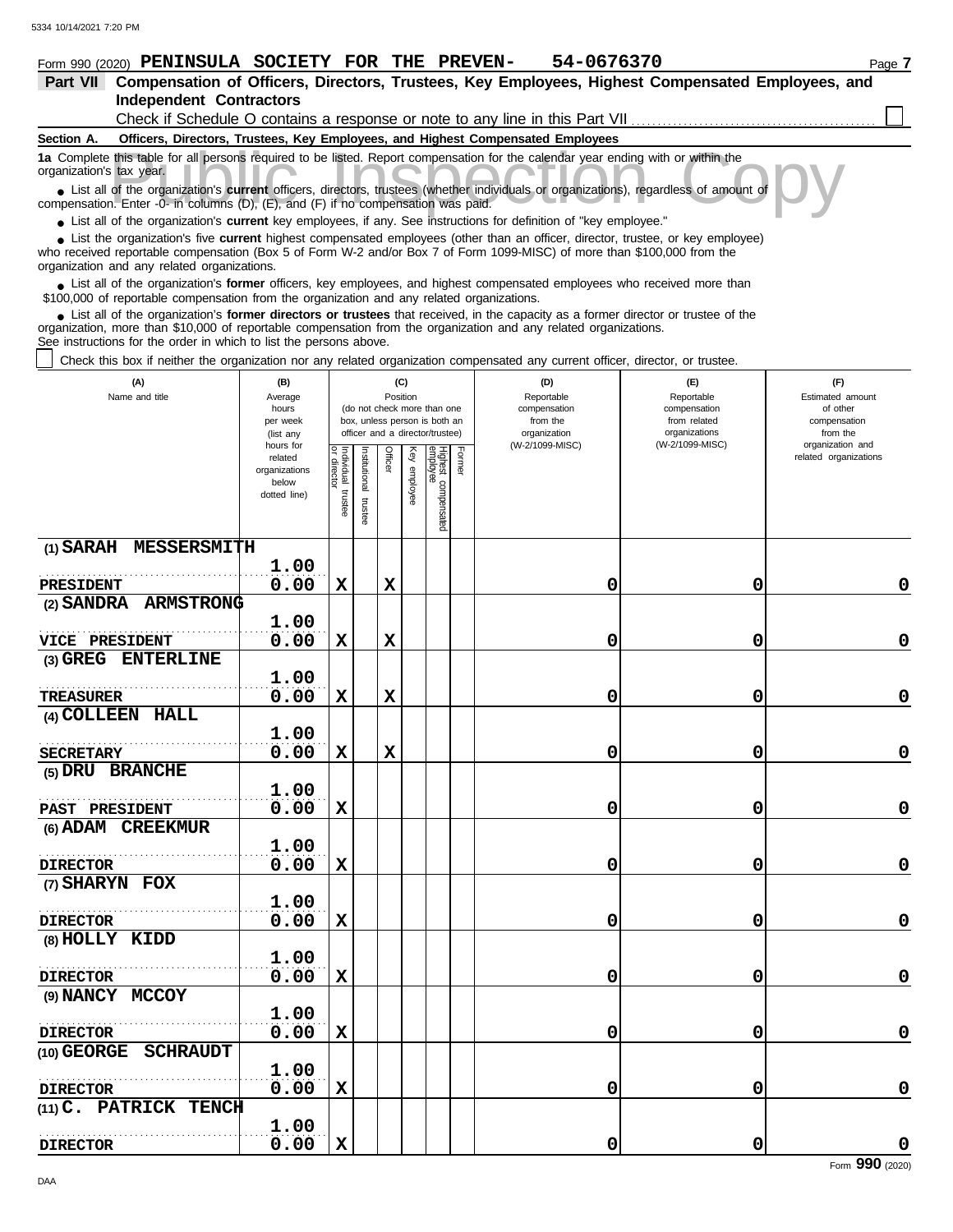Form 990 (2020) **PENINSULA SOCIETY FOR THE PREVEN- 54-0676370**

## Part VII Compensation of Officers, Directors, Trustees, Key Employees, Highest Compensated Employees, and Independent Contractors

Check if Schedule O contains a response or note to any line in this Part VII ☐

**Section A. Officers, Directors, Trustees, Key Employees, and Highest Compensated Employees**

**1a** Complete this table for all persons required to be listed. Report compensation for the calendar year ending with or within the organization's tax year.

- List all of the organization's **current** officers, directors, trustees (whether individuals or organizations), regardless of amount of compensation. Enter -0- in columns (D), (E), and (F) if no compensation was paid.
- List all of the organization's **current** key employees, if any. See instructions for definition of "key employee."
- List the organization's five **current** highest compensated employees (other than an officer, director, trustee, or key employee) who received reportable compensation (Box 5 of Form W-2 and/or Box 7 of Form 1099-MISC) of more than $100,000 from the organization and any related organizations.
- List all of the organization's **former** officers, key employees, and highest compensated employees who received more than $100,000 of reportable compensation from the organization and any related organizations.
- List all of the organization's **former directors or trustees** that received, in the capacity as a former director or trustee of the organization, more than $10,000 of reportable compensation from the organization and any related organizations.

See instructions for the order in which to list the persons above.

☐ Check this box if neither the organization nor any related organization compensated any current officer, director, or trustee.

| (A) Name and title | (B) Average hours per week (list any hours for related organizations below dotted line) | (C) Position (do not check more than one box, unless person is both an officer and a director/trustee) | | | | | | (D) Reportable compensation from the organization (W-2/1099-MISC) | (E) Reportable compensation from related organizations (W-2/1099-MISC) | (F) Estimated amount of other compensation from the organization and related organizations |
|---|---|---|---|---|---|---|---|---|---|---|
| | | Individual trustee or director | Institutional trustee | Officer | Key employee | Highest compensated employee | Former | | | |
| (1) SARAH MESSERSMITH<br>PRESIDENT | 1.00<br>0.00 | X | | X | | | | 0 | 0 | 0 |
| (2) SANDRA ARMSTRONG<br>VICE PRESIDENT | 1.00<br>0.00 | X | | X | | | | 0 | 0 | 0 |
| (3) GREG ENTERLINE<br>TREASURER | 1.00<br>0.00 | X | | X | | | | 0 | 0 | 0 |
| (4) COLLEEN HALL<br>SECRETARY | 1.00<br>0.00 | X | | X | | | | 0 | 0 | 0 |
| (5) DRU BRANCHE<br>PAST PRESIDENT | 1.00<br>0.00 | X | | | | | | 0 | 0 | 0 |
| (6) ADAM CREEKMUR<br>DIRECTOR | 1.00<br>0.00 | X | | | | | | 0 | 0 | 0 |
| (7) SHARYN FOX<br>DIRECTOR | 1.00<br>0.00 | X | | | | | | 0 | 0 | 0 |
| (8) HOLLY KIDD<br>DIRECTOR | 1.00<br>0.00 | X | | | | | | 0 | 0 | 0 |
| (9) NANCY MCCOY<br>DIRECTOR | 1.00<br>0.00 | X | | | | | | 0 | 0 | 0 |
| (10) GEORGE SCHRAUDT<br>DIRECTOR | 1.00<br>0.00 | X | | | | | | 0 | 0 | 0 |
| (11) C. PATRICK TENCH<br>DIRECTOR | 1.00<br>0.00 | X | | | | | | 0 | 0 | 0 |

Form **990** (2020)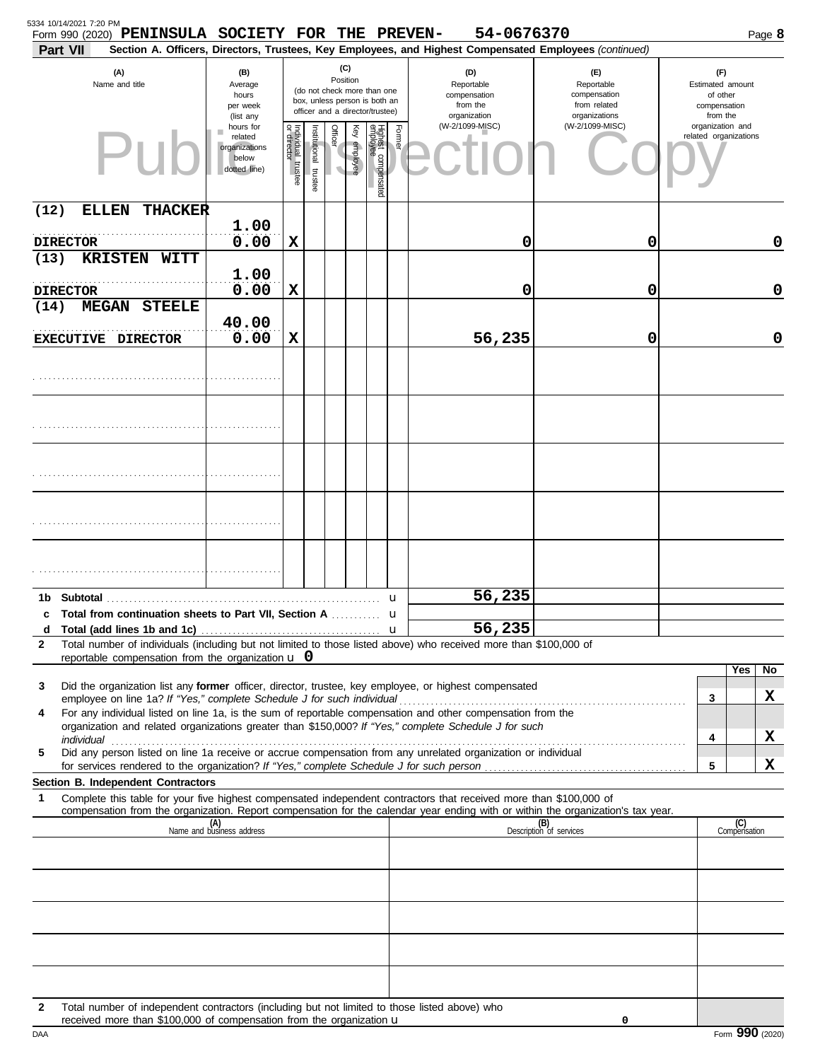Form 990 (2020) **PENINSULA SOCIETY FOR THE PREVEN- 54-0676370**

**Part VII** **Section A. Officers, Directors, Trustees, Key Employees, and Highest Compensated Employees** *(continued)*

| (A) Name and title | (B) Average hours per week (list any hours for related organizations below dotted line) | (C) Position: Individual trustee or director | Institutional trustee | Officer | Key employee | Highest compensated employee | Former | (D) Reportable compensation from the organization (W-2/1099-MISC) | (E) Reportable compensation from related organizations (W-2/1099-MISC) | (F) Estimated amount of other compensation from the organization and related organizations |
|---|---|---|---|---|---|---|---|---|---|---|
| (12) ELLEN THACKER<br>DIRECTOR | 1.00<br>0.00 | X | | | | | | 0 | 0 | 0 |
| (13) KRISTEN WITT<br>DIRECTOR | 1.00<br>0.00 | X | | | | | | 0 | 0 | 0 |
| (14) MEGAN STEELE<br>EXECUTIVE DIRECTOR | 40.00<br>0.00 | X | | | | | | 56,235 | 0 | 0 |
| | | | | | | | | | | |
| | | | | | | | | | | |
| | | | | | | | | | | |
| | | | | | | | | | | |
| | | | | | | | | | | |
| **1b Subtotal** | | | | | | | | 56,235 | | |
| **c Total from continuation sheets to Part VII, Section A** | | | | | | | | | | |
| **d Total (add lines 1b and 1c)** | | | | | | | | 56,235 | | |

**2** Total number of individuals (including but not limited to those listed above) who received more than $100,000 of reportable compensation from the organization u 0

| | | Yes | No |
|---|---|---|---|
| **3** Did the organization list any **former** officer, director, trustee, key employee, or highest compensated employee on line 1a? *If "Yes," complete Schedule J for such individual* | 3 | | X |
| **4** For any individual listed on line 1a, is the sum of reportable compensation and other compensation from the organization and related organizations greater than $150,000? *If "Yes," complete Schedule J for such individual* | 4 | | X |
| **5** Did any person listed on line 1a receive or accrue compensation from any unrelated organization or individual for services rendered to the organization? *If "Yes," complete Schedule J for such person* | 5 | | X |

**Section B. Independent Contractors**

**1** Complete this table for your five highest compensated independent contractors that received more than $100,000 of compensation from the organization. Report compensation for the calendar year ending with or within the organization's tax year.

| (A) Name and business address | (B) Description of services | (C) Compensation |
|---|---|---|
| | | |
| | | |
| | | |
| | | |
| | | |

**2** Total number of independent contractors (including but not limited to those listed above) who received more than $100,000 of compensation from the organization u 0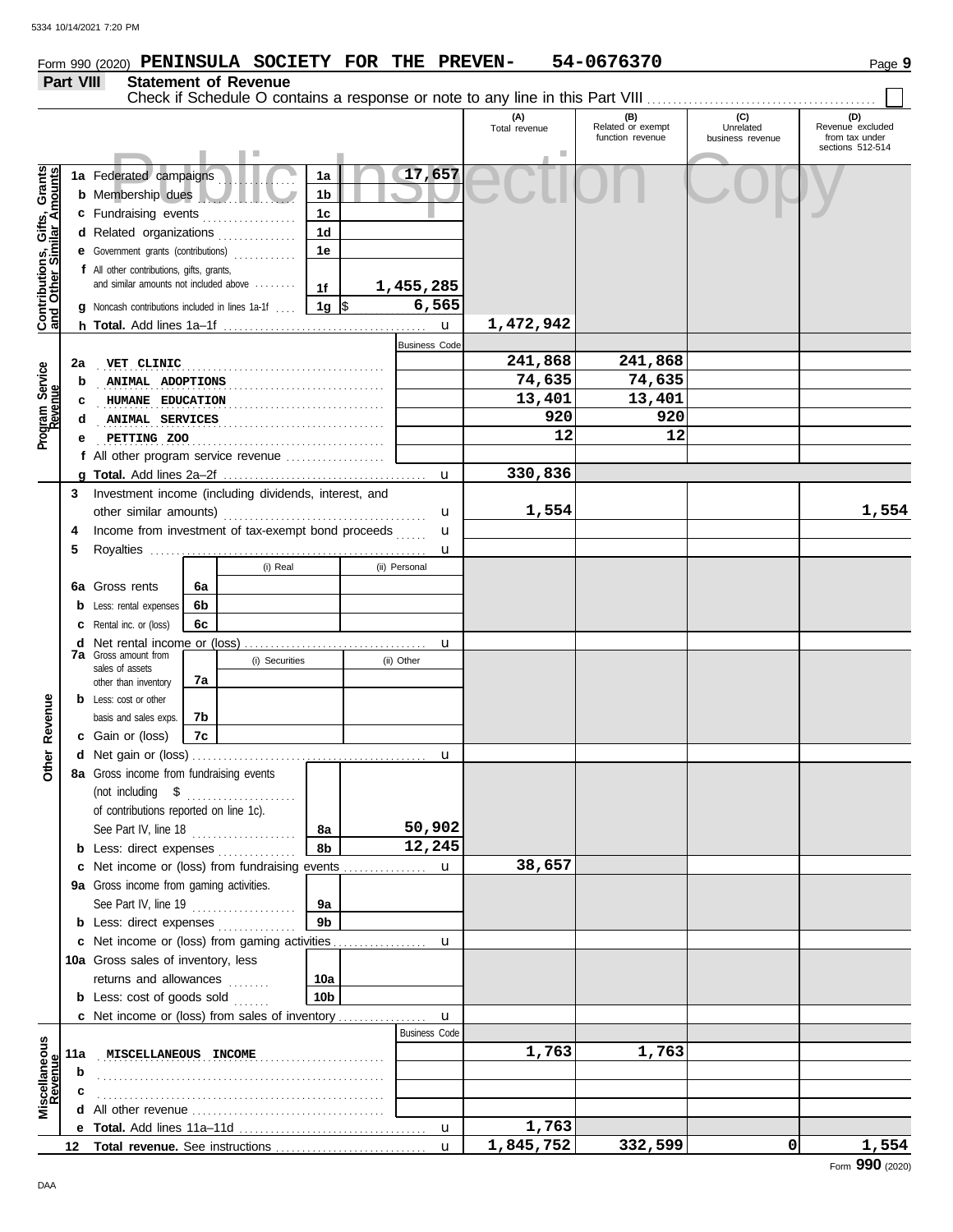Form 990 (2020) **PENINSULA SOCIETY FOR THE PREVEN-** **54-0676370** Page 9

**Part VIII** **Statement of Revenue**

Check if Schedule O contains a response or note to any line in this Part VIII . . . . . . . . . . ☐

| | | | | (A) Total revenue | (B) Related or exempt function revenue | (C) Unrelated business revenue | (D) Revenue excluded from tax under sections 512-514 |
|---|---|---|---|---|---|---|---|
| **Contributions, Gifts, Grants and Other Similar Amounts** | **1a** Federated campaigns | 1a | 17,657 | | | | |
| | **b** Membership dues | 1b | | | | | |
| | **c** Fundraising events | 1c | | | | | |
| | **d** Related organizations | 1d | | | | | |
| | **e** Government grants (contributions) | 1e | | | | | |
| | **f** All other contributions, gifts, grants, and similar amounts not included above | 1f | 1,455,285 | | | | |
| | **g** Noncash contributions included in lines 1a-1f | 1g | $ 6,565 | | | | |
| | **h Total.** Add lines 1a–1f | | | 1,472,942 | | | |
| **Program Service Revenue** | | | Business Code | | | | |
| | **2a** VET CLINIC | | | 241,868 | 241,868 | | |
| | **b** ANIMAL ADOPTIONS | | | 74,635 | 74,635 | | |
| | **c** HUMANE EDUCATION | | | 13,401 | 13,401 | | |
| | **d** ANIMAL SERVICES | | | 920 | 920 | | |
| | **e** PETTING ZOO | | | 12 | 12 | | |
| | **f** All other program service revenue | | | | | | |
| | **g Total.** Add lines 2a–2f | | | 330,836 | | | |
| **Other Revenue** | **3** Investment income (including dividends, interest, and other similar amounts) | | | 1,554 | | | 1,554 |
| | **4** Income from investment of tax-exempt bond proceeds | | | | | | |
| | **5** Royalties | | | | | | |
| | | | (i) Real / (ii) Personal | | | | |
| | **6a** Gross rents | 6a | | | | | |
| | **b** Less: rental expenses | 6b | | | | | |
| | **c** Rental inc. or (loss) | 6c | | | | | |
| | **d** Net rental income or (loss) | | | | | | |
| | **7a** Gross amount from sales of assets other than inventory | 7a | (i) Securities / (ii) Other | | | | |
| | **b** Less: cost or other basis and sales exps. | 7b | | | | | |
| | **c** Gain or (loss) | 7c | | | | | |
| | **d** Net gain or (loss) | | | | | | |
| | **8a** Gross income from fundraising events (not including $ of contributions reported on line 1c). See Part IV, line 18 | 8a | 50,902 | | | | |
| | **b** Less: direct expenses | 8b | 12,245 | | | | |
| | **c** Net income or (loss) from fundraising events | | | 38,657 | | | |
| | **9a** Gross income from gaming activities. See Part IV, line 19 | 9a | | | | | |
| | **b** Less: direct expenses | 9b | | | | | |
| | **c** Net income or (loss) from gaming activities | | | | | | |
| | **10a** Gross sales of inventory, less returns and allowances | 10a | | | | | |
| | **b** Less: cost of goods sold | 10b | | | | | |
| | **c** Net income or (loss) from sales of inventory | | | | | | |
| **Miscellaneous Revenue** | | | Business Code | | | | |
| | **11a** MISCELLANEOUS INCOME | | | 1,763 | 1,763 | | |
| | **b** | | | | | | |
| | **c** | | | | | | |
| | **d** All other revenue | | | | | | |
| | **e Total.** Add lines 11a–11d | | | 1,763 | | | |
| | **12 Total revenue.** See instructions | | | 1,845,752 | 332,599 | 0 | 1,554 |

Form **990** (2020)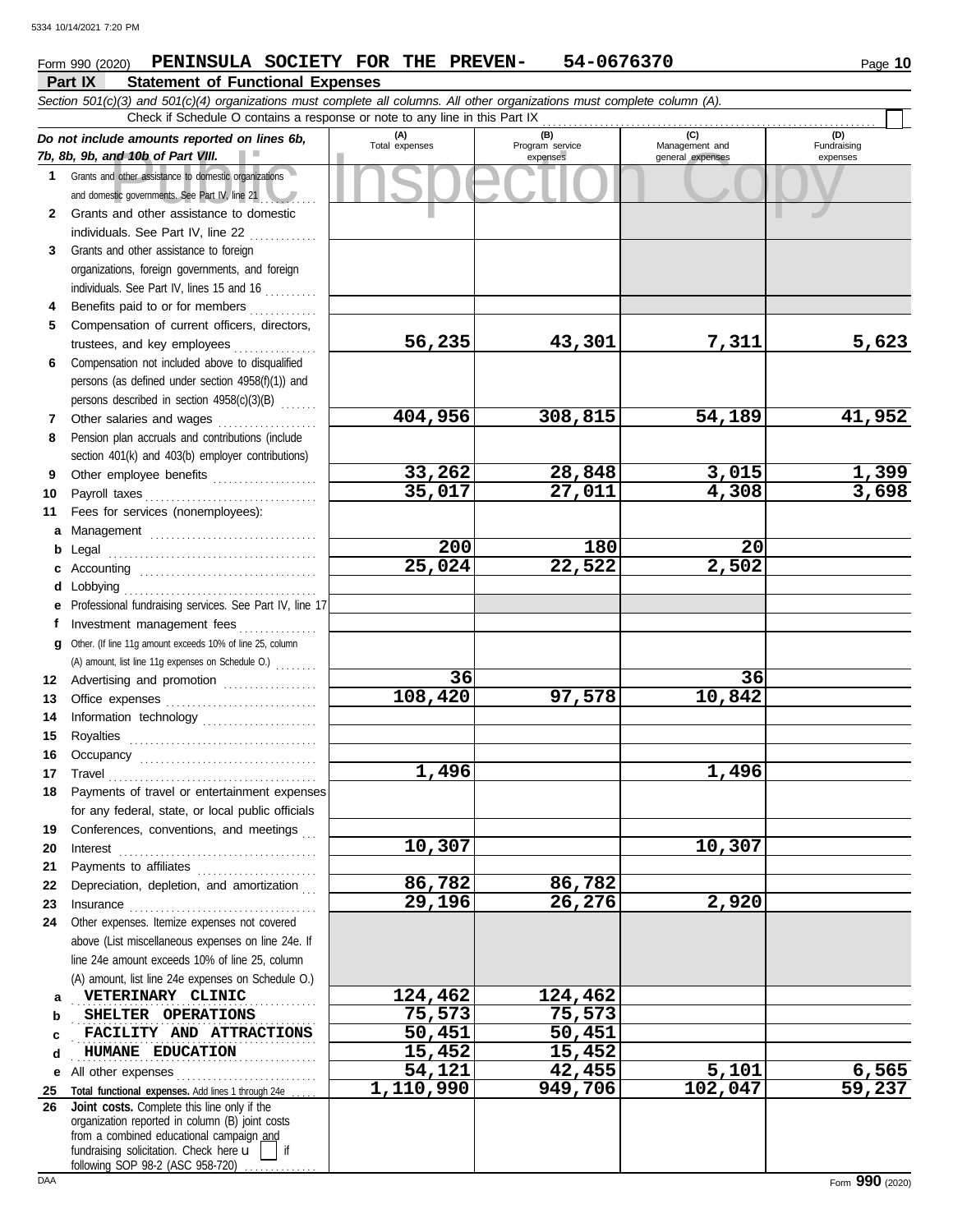Form 990 (2020) **PENINSULA SOCIETY FOR THE PREVEN- 54-0676370**

**Part IX Statement of Functional Expenses**

*Section 501(c)(3) and 501(c)(4) organizations must complete all columns. All other organizations must complete column (A).*

Check if Schedule O contains a response or note to any line in this Part IX

| *Do not include amounts reported on lines 6b, 7b, 8b, 9b, and 10b of Part VIII.* | (A) Total expenses | (B) Program service expenses | (C) Management and general expenses | (D) Fundraising expenses |
|---|---|---|---|---|
| **1** Grants and other assistance to domestic organizations and domestic governments. See Part IV, line 21 | | | | |
| **2** Grants and other assistance to domestic individuals. See Part IV, line 22 | | | | |
| **3** Grants and other assistance to foreign organizations, foreign governments, and foreign individuals. See Part IV, lines 15 and 16 | | | | |
| **4** Benefits paid to or for members | | | | |
| **5** Compensation of current officers, directors, trustees, and key employees | 56,235 | 43,301 | 7,311 | 5,623 |
| **6** Compensation not included above to disqualified persons (as defined under section 4958(f)(1)) and persons described in section 4958(c)(3)(B) | | | | |
| **7** Other salaries and wages | 404,956 | 308,815 | 54,189 | 41,952 |
| **8** Pension plan accruals and contributions (include section 401(k) and 403(b) employer contributions) | | | | |
| **9** Other employee benefits | 33,262 | 28,848 | 3,015 | 1,399 |
| **10** Payroll taxes | 35,017 | 27,011 | 4,308 | 3,698 |
| **11** Fees for services (nonemployees): | | | | |
| **a** Management | | | | |
| **b** Legal | 200 | 180 | 20 | |
| **c** Accounting | 25,024 | 22,522 | 2,502 | |
| **d** Lobbying | | | | |
| **e** Professional fundraising services. See Part IV, line 17 | | | | |
| **f** Investment management fees | | | | |
| **g** Other. (If line 11g amount exceeds 10% of line 25, column (A) amount, list line 11g expenses on Schedule O.) | | | | |
| **12** Advertising and promotion | 36 | | 36 | |
| **13** Office expenses | 108,420 | 97,578 | 10,842 | |
| **14** Information technology | | | | |
| **15** Royalties | | | | |
| **16** Occupancy | | | | |
| **17** Travel | 1,496 | | 1,496 | |
| **18** Payments of travel or entertainment expenses for any federal, state, or local public officials | | | | |
| **19** Conferences, conventions, and meetings | | | | |
| **20** Interest | 10,307 | | 10,307 | |
| **21** Payments to affiliates | | | | |
| **22** Depreciation, depletion, and amortization | 86,782 | 86,782 | | |
| **23** Insurance | 29,196 | 26,276 | 2,920 | |
| **24** Other expenses. Itemize expenses not covered above (List miscellaneous expenses on line 24e. If line 24e amount exceeds 10% of line 25, column (A) amount, list line 24e expenses on Schedule O.) | | | | |
| **a** VETERINARY CLINIC | 124,462 | 124,462 | | |
| **b** SHELTER OPERATIONS | 75,573 | 75,573 | | |
| **c** FACILITY AND ATTRACTIONS | 50,451 | 50,451 | | |
| **d** HUMANE EDUCATION | 15,452 | 15,452 | | |
| **e** All other expenses | 54,121 | 42,455 | 5,101 | 6,565 |
| **25 Total functional expenses.** Add lines 1 through 24e | 1,110,990 | 949,706 | 102,047 | 59,237 |
| **26 Joint costs.** Complete this line only if the organization reported in column (B) joint costs from a combined educational campaign and fundraising solicitation. Check here u [ ] if following SOP 98-2 (ASC 958-720) | | | | |

Form **990** (2020)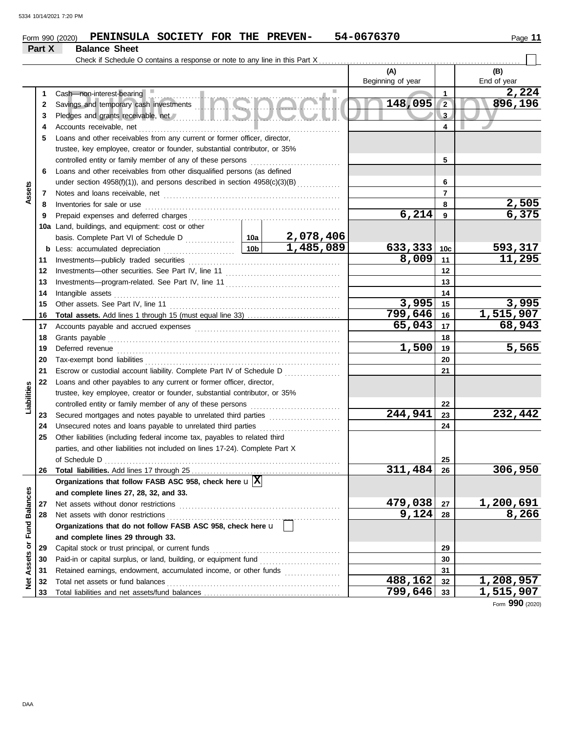Form 990 (2020) **PENINSULA SOCIETY FOR THE PREVEN-** **54-0676370**

## Part X Balance Sheet

Check if Schedule O contains a response or note to any line in this Part X ☐

| | | Description | | | (A) Beginning of year | | (B) End of year |
|---|---|---|---|---|---|---|---|
| Assets | 1 | Cash—non-interest-bearing | | | | 1 | 2,224 |
| | 2 | Savings and temporary cash investments | | | 148,095 | 2 | 896,196 |
| | 3 | Pledges and grants receivable, net | | | | 3 | |
| | 4 | Accounts receivable, net | | | | 4 | |
| | 5 | Loans and other receivables from any current or former officer, director, trustee, key employee, creator or founder, substantial contributor, or 35% controlled entity or family member of any of these persons | | | | 5 | |
| | 6 | Loans and other receivables from other disqualified persons (as defined under section 4958(f)(1)), and persons described in section 4958(c)(3)(B) | | | | 6 | |
| | 7 | Notes and loans receivable, net | | | | 7 | |
| | 8 | Inventories for sale or use | | | | 8 | 2,505 |
| | 9 | Prepaid expenses and deferred charges | | | 6,214 | 9 | 6,375 |
| | 10a | Land, buildings, and equipment: cost or other basis. Complete Part VI of Schedule D | 10a | 2,078,406 | | | |
| | b | Less: accumulated depreciation | 10b | 1,485,089 | 633,333 | 10c | 593,317 |
| | 11 | Investments—publicly traded securities | | | 8,009 | 11 | 11,295 |
| | 12 | Investments—other securities. See Part IV, line 11 | | | | 12 | |
| | 13 | Investments—program-related. See Part IV, line 11 | | | | 13 | |
| | 14 | Intangible assets | | | | 14 | |
| | 15 | Other assets. See Part IV, line 11 | | | 3,995 | 15 | 3,995 |
| | 16 | **Total assets.** Add lines 1 through 15 (must equal line 33) | | | 799,646 | 16 | 1,515,907 |
| Liabilities | 17 | Accounts payable and accrued expenses | | | 65,043 | 17 | 68,943 |
| | 18 | Grants payable | | | | 18 | |
| | 19 | Deferred revenue | | | 1,500 | 19 | 5,565 |
| | 20 | Tax-exempt bond liabilities | | | | 20 | |
| | 21 | Escrow or custodial account liability. Complete Part IV of Schedule D | | | | 21 | |
| | 22 | Loans and other payables to any current or former officer, director, trustee, key employee, creator or founder, substantial contributor, or 35% controlled entity or family member of any of these persons | | | | 22 | |
| | 23 | Secured mortgages and notes payable to unrelated third parties | | | 244,941 | 23 | 232,442 |
| | 24 | Unsecured notes and loans payable to unrelated third parties | | | | 24 | |
| | 25 | Other liabilities (including federal income tax, payables to related third parties, and other liabilities not included on lines 17-24). Complete Part X of Schedule D | | | | 25 | |
| | 26 | **Total liabilities.** Add lines 17 through 25 | | | 311,484 | 26 | 306,950 |
| Net Assets or Fund Balances | | **Organizations that follow FASB ASC 958, check here** ☒ **and complete lines 27, 28, 32, and 33.** | | | | | |
| | 27 | Net assets without donor restrictions | | | 479,038 | 27 | 1,200,691 |
| | 28 | Net assets with donor restrictions | | | 9,124 | 28 | 8,266 |
| | | **Organizations that do not follow FASB ASC 958, check here** ☐ **and complete lines 29 through 33.** | | | | | |
| | 29 | Capital stock or trust principal, or current funds | | | | 29 | |
| | 30 | Paid-in or capital surplus, or land, building, or equipment fund | | | | 30 | |
| | 31 | Retained earnings, endowment, accumulated income, or other funds | | | | 31 | |
| | 32 | Total net assets or fund balances | | | 488,162 | 32 | 1,208,957 |
| | 33 | Total liabilities and net assets/fund balances | | | 799,646 | 33 | 1,515,907 |

Form **990** (2020)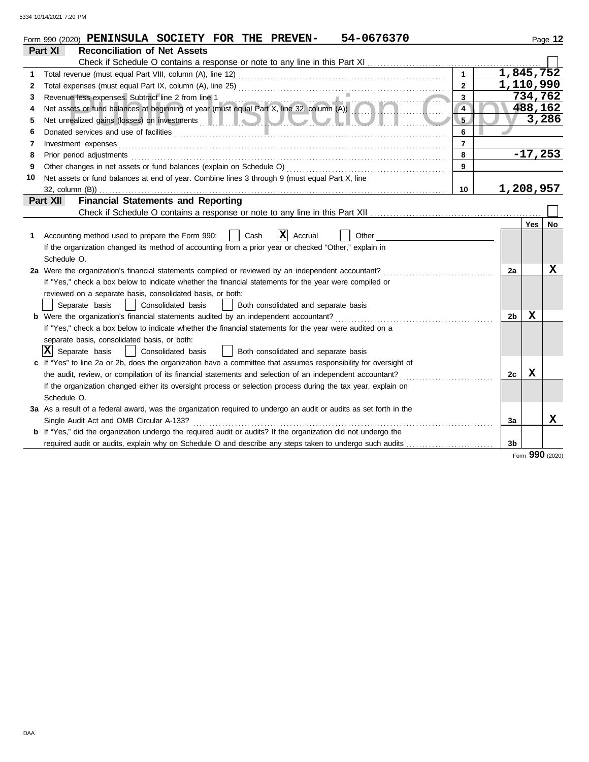Form 990 (2020) **PENINSULA SOCIETY FOR THE PREVEN- 54-0676370**

## Part XI Reconciliation of Net Assets

Check if Schedule O contains a response or note to any line in this Part XI . . . . . ☐

| | | | |
|---|---|---|---|
| 1 | Total revenue (must equal Part VIII, column (A), line 12) | 1 | 1,845,752 |
| 2 | Total expenses (must equal Part IX, column (A), line 25) | 2 | 1,110,990 |
| 3 | Revenue less expenses. Subtract line 2 from line 1 | 3 | 734,762 |
| 4 | Net assets or fund balances at beginning of year (must equal Part X, line 32, column (A)) | 4 | 488,162 |
| 5 | Net unrealized gains (losses) on investments | 5 | 3,286 |
| 6 | Donated services and use of facilities | 6 | |
| 7 | Investment expenses | 7 | |
| 8 | Prior period adjustments | 8 | -17,253 |
| 9 | Other changes in net assets or fund balances (explain on Schedule O) | 9 | |
| 10 | Net assets or fund balances at end of year. Combine lines 3 through 9 (must equal Part X, line 32, column (B)) | 10 | 1,208,957 |

## Part XII Financial Statements and Reporting

Check if Schedule O contains a response or note to any line in this Part XII . . . . . ☐

| | | | Yes | No |
|---|---|---|---|---|
| 1 | Accounting method used to prepare the Form 990: ☐ Cash ☒ Accrual ☐ Other<br>If the organization changed its method of accounting from a prior year or checked "Other," explain in Schedule O. | | | |
| 2a | Were the organization's financial statements compiled or reviewed by an independent accountant?<br>If "Yes," check a box below to indicate whether the financial statements for the year were compiled or reviewed on a separate basis, consolidated basis, or both:<br>☐ Separate basis ☐ Consolidated basis ☐ Both consolidated and separate basis | 2a | | X |
| b | Were the organization's financial statements audited by an independent accountant?<br>If "Yes," check a box below to indicate whether the financial statements for the year were audited on a separate basis, consolidated basis, or both:<br>☒ Separate basis ☐ Consolidated basis ☐ Both consolidated and separate basis | 2b | X | |
| c | If "Yes" to line 2a or 2b, does the organization have a committee that assumes responsibility for oversight of the audit, review, or compilation of its financial statements and selection of an independent accountant?<br>If the organization changed either its oversight process or selection process during the tax year, explain on Schedule O. | 2c | X | |
| 3a | As a result of a federal award, was the organization required to undergo an audit or audits as set forth in the Single Audit Act and OMB Circular A-133? | 3a | | X |
| b | If "Yes," did the organization undergo the required audit or audits? If the organization did not undergo the required audit or audits, explain why on Schedule O and describe any steps taken to undergo such audits | 3b | | |

Form **990** (2020)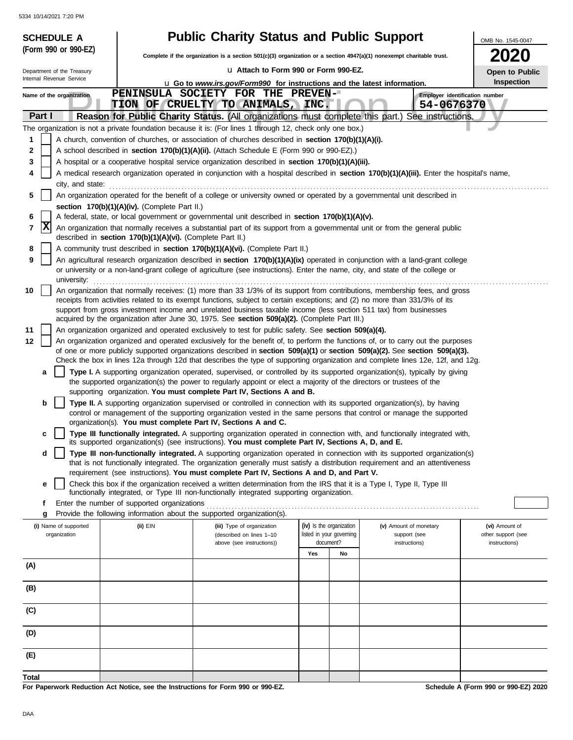5334 10/14/2021 7:20 PM

**SCHEDULE A (Form 990 or 990-EZ)**

Department of the Treasury
Internal Revenue Service

# Public Charity Status and Public Support

**Complete if the organization is a section 501(c)(3) organization or a section 4947(a)(1) nonexempt charitable trust.**

u Attach to Form 990 or Form 990-EZ.

u Go to *www.irs.gov/Form990* for instructions and the latest information.

OMB No. 1545-0047

**2020**

**Open to Public Inspection**

Name of the organization: PENINSULA SOCIETY FOR THE PREVENTION OF CRUELTY TO ANIMALS, INC.

Employer identification number: 54-0676370

Public Inspection Copy

**Part I** **Reason for Public Charity Status.** (All organizations must complete this part.) See instructions.

The organization is not a private foundation because it is: (For lines 1 through 12, check only one box.)

1 [ ] A church, convention of churches, or association of churches described in **section 170(b)(1)(A)(i).**

2 [ ] A school described in **section 170(b)(1)(A)(ii).** (Attach Schedule E (Form 990 or 990-EZ).)

3 [ ] A hospital or a cooperative hospital service organization described in **section 170(b)(1)(A)(iii).**

4 [ ] A medical research organization operated in conjunction with a hospital described in **section 170(b)(1)(A)(iii).** Enter the hospital's name, city, and state:

5 [ ] An organization operated for the benefit of a college or university owned or operated by a governmental unit described in **section 170(b)(1)(A)(iv).** (Complete Part II.)

6 [ ] A federal, state, or local government or governmental unit described in **section 170(b)(1)(A)(v).**

7 [X] An organization that normally receives a substantial part of its support from a governmental unit or from the general public described in **section 170(b)(1)(A)(vi).** (Complete Part II.)

8 [ ] A community trust described in **section 170(b)(1)(A)(vi).** (Complete Part II.)

9 [ ] An agricultural research organization described in **section 170(b)(1)(A)(ix)** operated in conjunction with a land-grant college or university or a non-land-grant college of agriculture (see instructions). Enter the name, city, and state of the college or university:

10 [ ] An organization that normally receives: (1) more than 33 1/3% of its support from contributions, membership fees, and gross receipts from activities related to its exempt functions, subject to certain exceptions; and (2) no more than 331/3% of its support from gross investment income and unrelated business taxable income (less section 511 tax) from businesses acquired by the organization after June 30, 1975. See **section 509(a)(2).** (Complete Part III.)

11 [ ] An organization organized and operated exclusively to test for public safety. See **section 509(a)(4).**

12 [ ] An organization organized and operated exclusively for the benefit of, to perform the functions of, or to carry out the purposes of one or more publicly supported organizations described in **section 509(a)(1)** or **section 509(a)(2).** See **section 509(a)(3).** Check the box in lines 12a through 12d that describes the type of supporting organization and complete lines 12e, 12f, and 12g.

a [ ] **Type I.** A supporting organization operated, supervised, or controlled by its supported organization(s), typically by giving the supported organization(s) the power to regularly appoint or elect a majority of the directors or trustees of the supporting organization. **You must complete Part IV, Sections A and B.**

b [ ] **Type II.** A supporting organization supervised or controlled in connection with its supported organization(s), by having control or management of the supporting organization vested in the same persons that control or manage the supported organization(s). **You must complete Part IV, Sections A and C.**

c [ ] **Type III functionally integrated.** A supporting organization operated in connection with, and functionally integrated with, its supported organization(s) (see instructions). **You must complete Part IV, Sections A, D, and E.**

d [ ] **Type III non-functionally integrated.** A supporting organization operated in connection with its supported organization(s) that is not functionally integrated. The organization generally must satisfy a distribution requirement and an attentiveness requirement (see instructions). **You must complete Part IV, Sections A and D, and Part V.**

e [ ] Check this box if the organization received a written determination from the IRS that it is a Type I, Type II, Type III functionally integrated, or Type III non-functionally integrated supporting organization.

f Enter the number of supported organizations

g Provide the following information about the supported organization(s).

| (i) Name of supported organization | (ii) EIN | (iii) Type of organization (described on lines 1–10 above (see instructions)) | (iv) Is the organization listed in your governing document? Yes | No | (v) Amount of monetary support (see instructions) | (vi) Amount of other support (see instructions) |
|---|---|---|---|---|---|---|
| (A) | | | | | | |
| (B) | | | | | | |
| (C) | | | | | | |
| (D) | | | | | | |
| (E) | | | | | | |
| **Total** | | | | | | |

**For Paperwork Reduction Act Notice, see the Instructions for Form 990 or 990-EZ.**

**Schedule A (Form 990 or 990-EZ) 2020**

DAA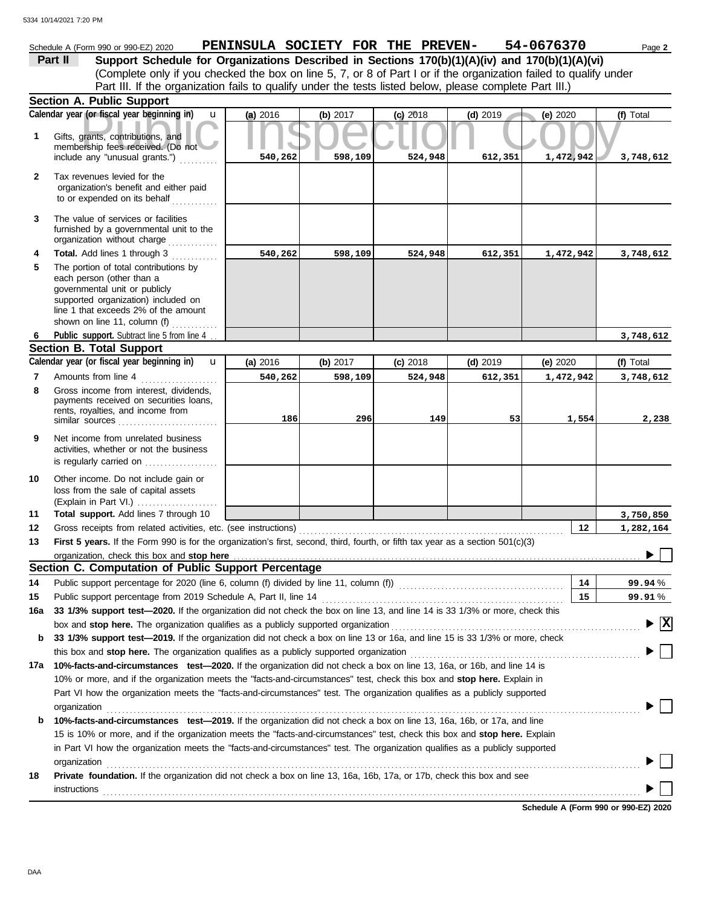Schedule A (Form 990 or 990-EZ) 2020 **PENINSULA SOCIETY FOR THE PREVEN- 54-0676370** Page **2**

**Part II** **Support Schedule for Organizations Described in Sections 170(b)(1)(A)(iv) and 170(b)(1)(A)(vi)**
(Complete only if you checked the box on line 5, 7, or 8 of Part I or if the organization failed to qualify under Part III. If the organization fails to qualify under the tests listed below, please complete Part III.)

## Section A. Public Support

| | Calendar year (or fiscal year beginning in) | (a) 2016 | (b) 2017 | (c) 2018 | (d) 2019 | (e) 2020 | (f) Total |
|---|---|---|---|---|---|---|---|
| 1 | Gifts, grants, contributions, and membership fees received. (Do not include any "unusual grants.") | 540,262 | 598,109 | 524,948 | 612,351 | 1,472,942 | 3,748,612 |
| 2 | Tax revenues levied for the organization's benefit and either paid to or expended on its behalf | | | | | | |
| 3 | The value of services or facilities furnished by a governmental unit to the organization without charge | | | | | | |
| 4 | **Total.** Add lines 1 through 3 | 540,262 | 598,109 | 524,948 | 612,351 | 1,472,942 | 3,748,612 |
| 5 | The portion of total contributions by each person (other than a governmental unit or publicly supported organization) included on line 1 that exceeds 2% of the amount shown on line 11, column (f) | | | | | | |
| 6 | **Public support.** Subtract line 5 from line 4 | | | | | | 3,748,612 |

## Section B. Total Support

| | Calendar year (or fiscal year beginning in) | (a) 2016 | (b) 2017 | (c) 2018 | (d) 2019 | (e) 2020 | (f) Total |
|---|---|---|---|---|---|---|---|
| 7 | Amounts from line 4 | 540,262 | 598,109 | 524,948 | 612,351 | 1,472,942 | 3,748,612 |
| 8 | Gross income from interest, dividends, payments received on securities loans, rents, royalties, and income from similar sources | 186 | 296 | 149 | 53 | 1,554 | 2,238 |
| 9 | Net income from unrelated business activities, whether or not the business is regularly carried on | | | | | | |
| 10 | Other income. Do not include gain or loss from the sale of capital assets (Explain in Part VI.) | | | | | | |
| 11 | **Total support.** Add lines 7 through 10 | | | | | | 3,750,850 |
| 12 | Gross receipts from related activities, etc. (see instructions) | | | | | 12 | 1,282,164 |

**13** **First 5 years.** If the Form 990 is for the organization's first, second, third, fourth, or fifth tax year as a section 501(c)(3) organization, check this box and **stop here** ☐

## Section C. Computation of Public Support Percentage

| | | | |
|---|---|---|---|
| 14 | Public support percentage for 2020 (line 6, column (f) divided by line 11, column (f)) | 14 | 99.94 % |
| 15 | Public support percentage from 2019 Schedule A, Part II, line 14 | 15 | 99.91 % |

**16a** **33 1/3% support test—2020.** If the organization did not check the box on line 13, and line 14 is 33 1/3% or more, check this box and **stop here.** The organization qualifies as a publicly supported organization ☒

**b** **33 1/3% support test—2019.** If the organization did not check a box on line 13 or 16a, and line 15 is 33 1/3% or more, check this box and **stop here.** The organization qualifies as a publicly supported organization ☐

**17a** **10%-facts-and-circumstances test—2020.** If the organization did not check a box on line 13, 16a, or 16b, and line 14 is 10% or more, and if the organization meets the "facts-and-circumstances" test, check this box and **stop here.** Explain in Part VI how the organization meets the "facts-and-circumstances" test. The organization qualifies as a publicly supported organization ☐

**b** **10%-facts-and-circumstances test—2019.** If the organization did not check a box on line 13, 16a, 16b, or 17a, and line 15 is 10% or more, and if the organization meets the "facts-and-circumstances" test, check this box and **stop here.** Explain in Part VI how the organization meets the "facts-and-circumstances" test. The organization qualifies as a publicly supported organization ☐

**18** **Private foundation.** If the organization did not check a box on line 13, 16a, 16b, 17a, or 17b, check this box and see instructions ☐

**Schedule A (Form 990 or 990-EZ) 2020**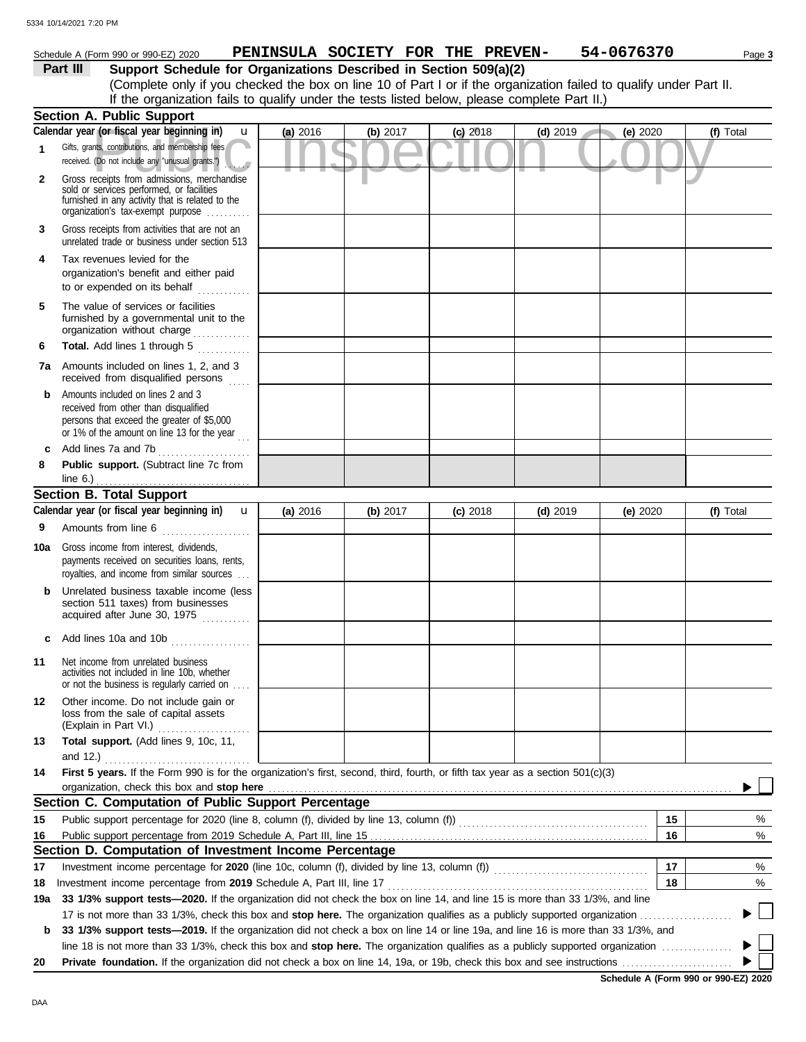Schedule A (Form 990 or 990-EZ) 2020 **PENINSULA SOCIETY FOR THE PREVEN- 54-0676370** Page **3**

## Part III Support Schedule for Organizations Described in Section 509(a)(2)

(Complete only if you checked the box on line 10 of Part I or if the organization failed to qualify under Part II. If the organization fails to qualify under the tests listed below, please complete Part II.)

### Section A. Public Support

| Calendar year (or fiscal year beginning in) | (a) 2016 | (b) 2017 | (c) 2018 | (d) 2019 | (e) 2020 | (f) Total |
|---|---|---|---|---|---|---|
| 1 Gifts, grants, contributions, and membership fees received. (Do not include any "unusual grants.") | | | | | | |
| 2 Gross receipts from admissions, merchandise sold or services performed, or facilities furnished in any activity that is related to the organization's tax-exempt purpose | | | | | | |
| 3 Gross receipts from activities that are not an unrelated trade or business under section 513 | | | | | | |
| 4 Tax revenues levied for the organization's benefit and either paid to or expended on its behalf | | | | | | |
| 5 The value of services or facilities furnished by a governmental unit to the organization without charge | | | | | | |
| 6 **Total.** Add lines 1 through 5 | | | | | | |
| 7a Amounts included on lines 1, 2, and 3 received from disqualified persons | | | | | | |
| b Amounts included on lines 2 and 3 received from other than disqualified persons that exceed the greater of $5,000 or 1% of the amount on line 13 for the year | | | | | | |
| c Add lines 7a and 7b | | | | | | |
| 8 **Public support.** (Subtract line 7c from line 6.) | | | | | | |

### Section B. Total Support

| Calendar year (or fiscal year beginning in) | (a) 2016 | (b) 2017 | (c) 2018 | (d) 2019 | (e) 2020 | (f) Total |
|---|---|---|---|---|---|---|
| 9 Amounts from line 6 | | | | | | |
| 10a Gross income from interest, dividends, payments received on securities loans, rents, royalties, and income from similar sources | | | | | | |
| b Unrelated business taxable income (less section 511 taxes) from businesses acquired after June 30, 1975 | | | | | | |
| c Add lines 10a and 10b | | | | | | |
| 11 Net income from unrelated business activities not included in line 10b, whether or not the business is regularly carried on | | | | | | |
| 12 Other income. Do not include gain or loss from the sale of capital assets (Explain in Part VI.) | | | | | | |
| 13 **Total support.** (Add lines 9, 10c, 11, and 12.) | | | | | | |

**14** **First 5 years.** If the Form 990 is for the organization's first, second, third, fourth, or fifth tax year as a section 501(c)(3) organization, check this box and **stop here** ☐

### Section C. Computation of Public Support Percentage

| | | | |
|---|---|---|---|
| 15 | Public support percentage for 2020 (line 8, column (f), divided by line 13, column (f)) | 15 | % |
| 16 | Public support percentage from 2019 Schedule A, Part III, line 15 | 16 | % |

### Section D. Computation of Investment Income Percentage

| | | | |
|---|---|---|---|
| 17 | Investment income percentage for **2020** (line 10c, column (f), divided by line 13, column (f)) | 17 | % |
| 18 | Investment income percentage from **2019** Schedule A, Part III, line 17 | 18 | % |

**19a** **33 1/3% support tests—2020.** If the organization did not check the box on line 14, and line 15 is more than 33 1/3%, and line 17 is not more than 33 1/3%, check this box and **stop here.** The organization qualifies as a publicly supported organization ☐

**b** **33 1/3% support tests—2019.** If the organization did not check a box on line 14 or line 19a, and line 16 is more than 33 1/3%, and line 18 is not more than 33 1/3%, check this box and **stop here.** The organization qualifies as a publicly supported organization ☐

**20** **Private foundation.** If the organization did not check a box on line 14, 19a, or 19b, check this box and see instructions ☐

**Schedule A (Form 990 or 990-EZ) 2020**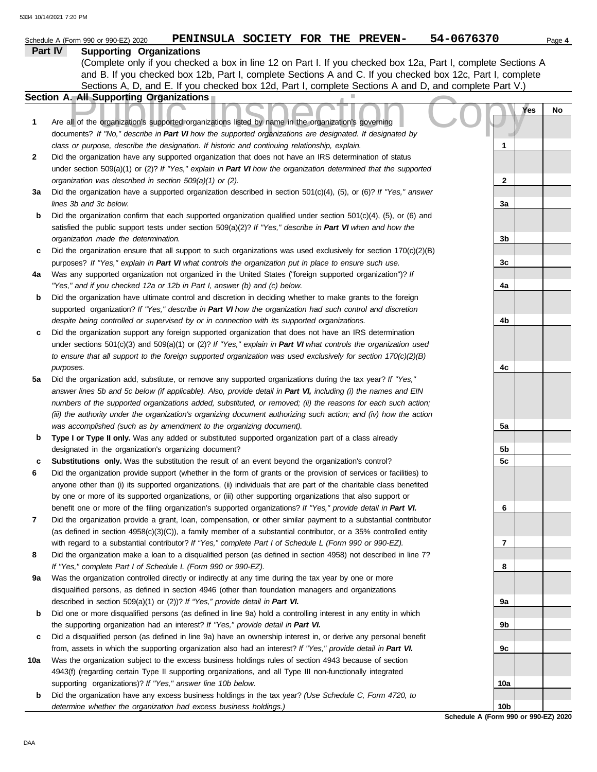Schedule A (Form 990 or 990-EZ) 2020 **PENINSULA SOCIETY FOR THE PREVEN-** **54-0676370**

## Part IV Supporting Organizations

(Complete only if you checked a box in line 12 on Part I. If you checked box 12a, Part I, complete Sections A and B. If you checked box 12b, Part I, complete Sections A and C. If you checked box 12c, Part I, complete Sections A, D, and E. If you checked box 12d, Part I, complete Sections A and D, and complete Part V.)

### Section A. All Supporting Organizations

Public Inspection Copy

| | | | Yes | No |
|---|---|---|---|---|
| **1** | Are all of the organization's supported organizations listed by name in the organization's governing documents? *If "No," describe in **Part VI** how the supported organizations are designated. If designated by class or purpose, describe the designation. If historic and continuing relationship, explain.* | **1** | | |
| **2** | Did the organization have any supported organization that does not have an IRS determination of status under section 509(a)(1) or (2)? *If "Yes," explain in **Part VI** how the organization determined that the supported organization was described in section 509(a)(1) or (2).* | **2** | | |
| **3a** | Did the organization have a supported organization described in section 501(c)(4), (5), or (6)? *If "Yes," answer lines 3b and 3c below.* | **3a** | | |
| **b** | Did the organization confirm that each supported organization qualified under section 501(c)(4), (5), or (6) and satisfied the public support tests under section 509(a)(2)? *If "Yes," describe in **Part VI** when and how the organization made the determination.* | **3b** | | |
| **c** | Did the organization ensure that all support to such organizations was used exclusively for section 170(c)(2)(B) purposes? *If "Yes," explain in **Part VI** what controls the organization put in place to ensure such use.* | **3c** | | |
| **4a** | Was any supported organization not organized in the United States ("foreign supported organization")? *If "Yes," and if you checked 12a or 12b in Part I, answer (b) and (c) below.* | **4a** | | |
| **b** | Did the organization have ultimate control and discretion in deciding whether to make grants to the foreign supported organization? *If "Yes," describe in **Part VI** how the organization had such control and discretion despite being controlled or supervised by or in connection with its supported organizations.* | **4b** | | |
| **c** | Did the organization support any foreign supported organization that does not have an IRS determination under sections 501(c)(3) and 509(a)(1) or (2)? *If "Yes," explain in **Part VI** what controls the organization used to ensure that all support to the foreign supported organization was used exclusively for section 170(c)(2)(B) purposes.* | **4c** | | |
| **5a** | Did the organization add, substitute, or remove any supported organizations during the tax year? *If "Yes," answer lines 5b and 5c below (if applicable). Also, provide detail in **Part VI,** including (i) the names and EIN numbers of the supported organizations added, substituted, or removed; (ii) the reasons for each such action; (iii) the authority under the organization's organizing document authorizing such action; and (iv) how the action was accomplished (such as by amendment to the organizing document).* | **5a** | | |
| **b** | **Type I or Type II only.** Was any added or substituted supported organization part of a class already designated in the organization's organizing document? | **5b** | | |
| **c** | **Substitutions only.** Was the substitution the result of an event beyond the organization's control? | **5c** | | |
| **6** | Did the organization provide support (whether in the form of grants or the provision of services or facilities) to anyone other than (i) its supported organizations, (ii) individuals that are part of the charitable class benefited by one or more of its supported organizations, or (iii) other supporting organizations that also support or benefit one or more of the filing organization's supported organizations? *If "Yes," provide detail in **Part VI.*** | **6** | | |
| **7** | Did the organization provide a grant, loan, compensation, or other similar payment to a substantial contributor (as defined in section 4958(c)(3)(C)), a family member of a substantial contributor, or a 35% controlled entity with regard to a substantial contributor? *If "Yes," complete Part I of Schedule L (Form 990 or 990-EZ).* | **7** | | |
| **8** | Did the organization make a loan to a disqualified person (as defined in section 4958) not described in line 7? *If "Yes," complete Part I of Schedule L (Form 990 or 990-EZ).* | **8** | | |
| **9a** | Was the organization controlled directly or indirectly at any time during the tax year by one or more disqualified persons, as defined in section 4946 (other than foundation managers and organizations described in section 509(a)(1) or (2))? *If "Yes," provide detail in **Part VI.*** | **9a** | | |
| **b** | Did one or more disqualified persons (as defined in line 9a) hold a controlling interest in any entity in which the supporting organization had an interest? *If "Yes," provide detail in **Part VI.*** | **9b** | | |
| **c** | Did a disqualified person (as defined in line 9a) have an ownership interest in, or derive any personal benefit from, assets in which the supporting organization also had an interest? *If "Yes," provide detail in **Part VI.*** | **9c** | | |
| **10a** | Was the organization subject to the excess business holdings rules of section 4943 because of section 4943(f) (regarding certain Type II supporting organizations, and all Type III non-functionally integrated supporting organizations)? *If "Yes," answer line 10b below.* | **10a** | | |
| **b** | Did the organization have any excess business holdings in the tax year? *(Use Schedule C, Form 4720, to determine whether the organization had excess business holdings.)* | **10b** | | |

**Schedule A (Form 990 or 990-EZ) 2020**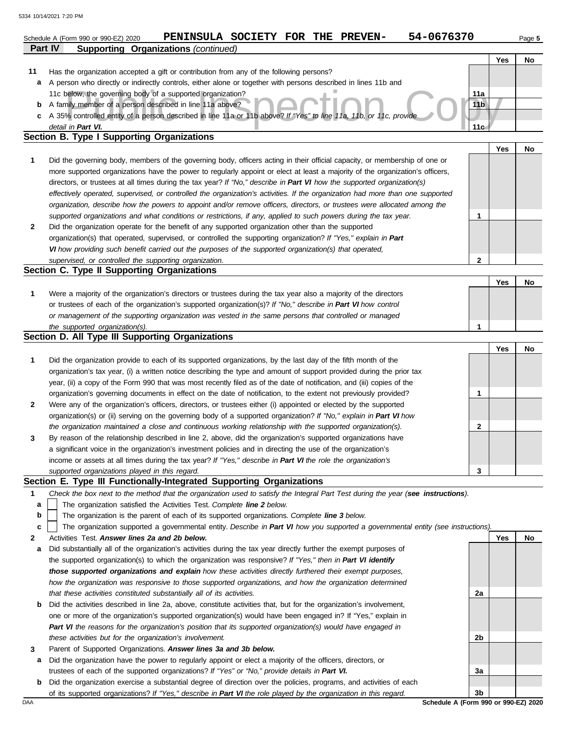Schedule A (Form 990 or 990-EZ) 2020 **PENINSULA SOCIETY FOR THE PREVEN- 54-0676370** Page **5**

**Part IV Supporting Organizations** *(continued)*

| | | | Yes | No |
|---|---|---|---|---|
| **11** | Has the organization accepted a gift or contribution from any of the following persons? | | | |
| **a** | A person who directly or indirectly controls, either alone or together with persons described in lines 11b and 11c below, the governing body of a supported organization? | 11a | | |
| **b** | A family member of a person described in line 11a above? | 11b | | |
| **c** | A 35% controlled entity of a person described in line 11a or 11b above? *If "Yes" to line 11a, 11b, or 11c, provide detail in **Part VI**.* | 11c | | |

## Section B. Type I Supporting Organizations

| | | | Yes | No |
|---|---|---|---|---|
| **1** | Did the governing body, members of the governing body, officers acting in their official capacity, or membership of one or more supported organizations have the power to regularly appoint or elect at least a majority of the organization's officers, directors, or trustees at all times during the tax year? *If "No," describe in **Part VI** how the supported organization(s) effectively operated, supervised, or controlled the organization's activities. If the organization had more than one supported organization, describe how the powers to appoint and/or remove officers, directors, or trustees were allocated among the supported organizations and what conditions or restrictions, if any, applied to such powers during the tax year.* | 1 | | |
| **2** | Did the organization operate for the benefit of any supported organization other than the supported organization(s) that operated, supervised, or controlled the supporting organization? *If "Yes," explain in **Part VI** how providing such benefit carried out the purposes of the supported organization(s) that operated, supervised, or controlled the supporting organization.* | 2 | | |

## Section C. Type II Supporting Organizations

| | | | Yes | No |
|---|---|---|---|---|
| **1** | Were a majority of the organization's directors or trustees during the tax year also a majority of the directors or trustees of each of the organization's supported organization(s)? *If "No," describe in **Part VI** how control or management of the supporting organization was vested in the same persons that controlled or managed the supported organization(s).* | 1 | | |

## Section D. All Type III Supporting Organizations

| | | | Yes | No |
|---|---|---|---|---|
| **1** | Did the organization provide to each of its supported organizations, by the last day of the fifth month of the organization's tax year, (i) a written notice describing the type and amount of support provided during the prior tax year, (ii) a copy of the Form 990 that was most recently filed as of the date of notification, and (iii) copies of the organization's governing documents in effect on the date of notification, to the extent not previously provided? | 1 | | |
| **2** | Were any of the organization's officers, directors, or trustees either (i) appointed or elected by the supported organization(s) or (ii) serving on the governing body of a supported organization? *If "No," explain in **Part VI** how the organization maintained a close and continuous working relationship with the supported organization(s).* | 2 | | |
| **3** | By reason of the relationship described in line 2, above, did the organization's supported organizations have a significant voice in the organization's investment policies and in directing the use of the organization's income or assets at all times during the tax year? *If "Yes," describe in **Part VI** the role the organization's supported organizations played in this regard.* | 3 | | |

## Section E. Type III Functionally-Integrated Supporting Organizations

**1** *Check the box next to the method that the organization used to satisfy the Integral Part Test during the year (**see instructions**).*

- **a** ☐ The organization satisfied the Activities Test. *Complete **line 2** below.*
- **b** ☐ The organization is the parent of each of its supported organizations. *Complete **line 3** below.*
- **c** ☐ The organization supported a governmental entity. *Describe in **Part VI** how you supported a governmental entity (see instructions).*

| | | | Yes | No |
|---|---|---|---|---|
| **2** | Activities Test. ***Answer lines 2a and 2b below.*** | | | |
| **a** | Did substantially all of the organization's activities during the tax year directly further the exempt purposes of the supported organization(s) to which the organization was responsive? *If "Yes," then in **Part VI identify those supported organizations and explain** how these activities directly furthered their exempt purposes, how the organization was responsive to those supported organizations, and how the organization determined that these activities constituted substantially all of its activities.* | 2a | | |
| **b** | Did the activities described in line 2a, above, constitute activities that, but for the organization's involvement, one or more of the organization's supported organization(s) would have been engaged in? If "Yes," explain in ***Part VI*** *the reasons for the organization's position that its supported organization(s) would have engaged in these activities but for the organization's involvement.* | 2b | | |
| **3** | Parent of Supported Organizations. ***Answer lines 3a and 3b below.*** | | | |
| **a** | Did the organization have the power to regularly appoint or elect a majority of the officers, directors, or trustees of each of the supported organizations? *If "Yes" or "No," provide details in **Part VI.*** | 3a | | |
| **b** | Did the organization exercise a substantial degree of direction over the policies, programs, and activities of each of its supported organizations? *If "Yes," describe in **Part VI** the role played by the organization in this regard.* | 3b | | |

**Schedule A (Form 990 or 990-EZ) 2020**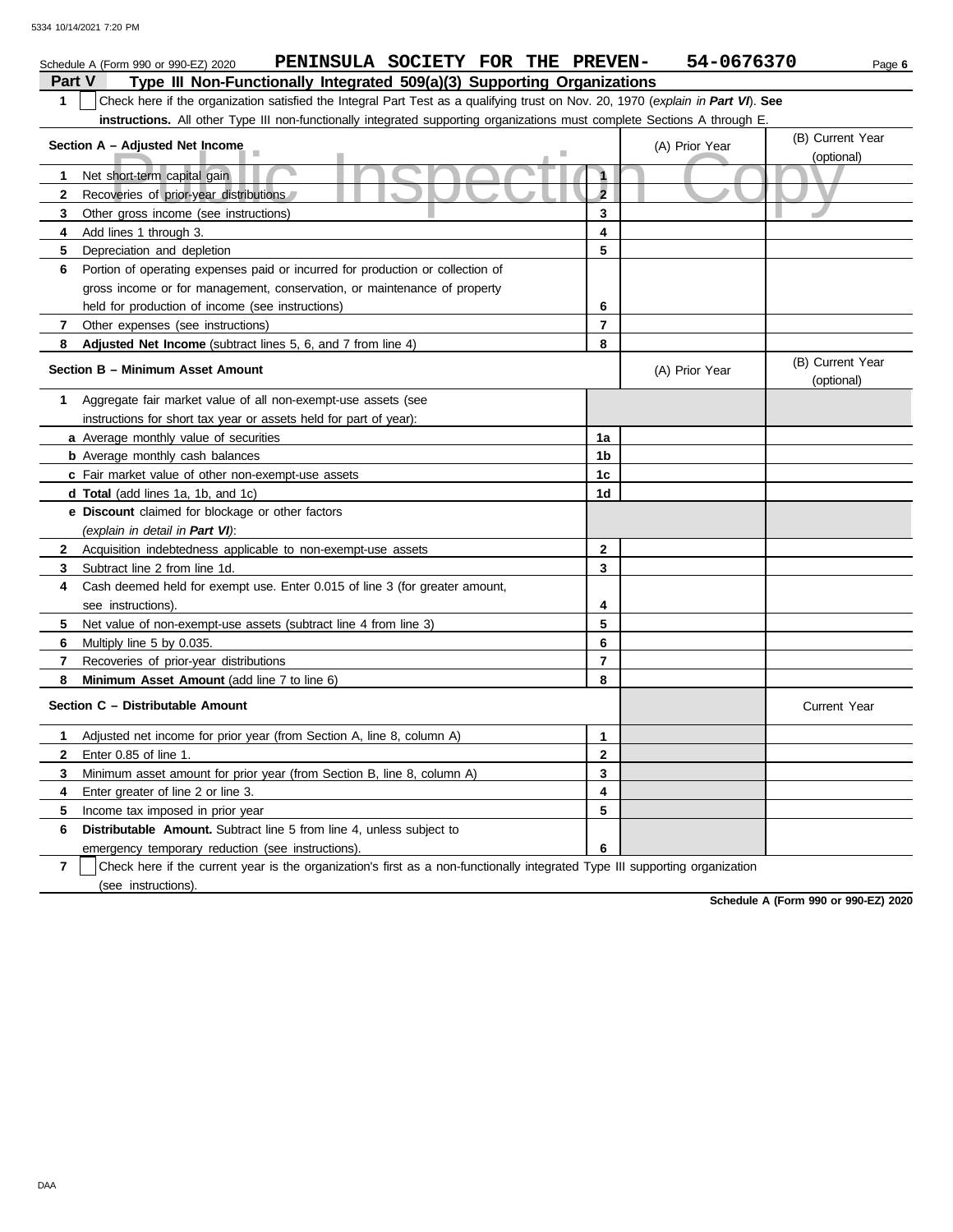Schedule A (Form 990 or 990-EZ) 2020 **PENINSULA SOCIETY FOR THE PREVEN- 54-0676370**

## Part V Type III Non-Functionally Integrated 509(a)(3) Supporting Organizations

**1** ☐ Check here if the organization satisfied the Integral Part Test as a qualifying trust on Nov. 20, 1970 (*explain in **Part VI***). **See instructions.** All other Type III non-functionally integrated supporting organizations must complete Sections A through E.

| **Section A – Adjusted Net Income** | | (A) Prior Year | (B) Current Year (optional) |
|---|---|---|---|
| **1** Net short-term capital gain | 1 | | |
| **2** Recoveries of prior-year distributions | 2 | | |
| **3** Other gross income (see instructions) | 3 | | |
| **4** Add lines 1 through 3. | 4 | | |
| **5** Depreciation and depletion | 5 | | |
| **6** Portion of operating expenses paid or incurred for production or collection of gross income or for management, conservation, or maintenance of property held for production of income (see instructions) | 6 | | |
| **7** Other expenses (see instructions) | 7 | | |
| **8** **Adjusted Net Income** (subtract lines 5, 6, and 7 from line 4) | 8 | | |

| **Section B – Minimum Asset Amount** | | (A) Prior Year | (B) Current Year (optional) |
|---|---|---|---|
| **1** Aggregate fair market value of all non-exempt-use assets (see instructions for short tax year or assets held for part of year): | | | |
| **a** Average monthly value of securities | 1a | | |
| **b** Average monthly cash balances | 1b | | |
| **c** Fair market value of other non-exempt-use assets | 1c | | |
| **d** **Total** (add lines 1a, 1b, and 1c) | 1d | | |
| **e** **Discount** claimed for blockage or other factors (*explain in detail in **Part VI***): | | | |
| **2** Acquisition indebtedness applicable to non-exempt-use assets | 2 | | |
| **3** Subtract line 2 from line 1d. | 3 | | |
| **4** Cash deemed held for exempt use. Enter 0.015 of line 3 (for greater amount, see instructions). | 4 | | |
| **5** Net value of non-exempt-use assets (subtract line 4 from line 3) | 5 | | |
| **6** Multiply line 5 by 0.035. | 6 | | |
| **7** Recoveries of prior-year distributions | 7 | | |
| **8** **Minimum Asset Amount** (add line 7 to line 6) | 8 | | |

| **Section C – Distributable Amount** | | | Current Year |
|---|---|---|---|
| **1** Adjusted net income for prior year (from Section A, line 8, column A) | 1 | | |
| **2** Enter 0.85 of line 1. | 2 | | |
| **3** Minimum asset amount for prior year (from Section B, line 8, column A) | 3 | | |
| **4** Enter greater of line 2 or line 3. | 4 | | |
| **5** Income tax imposed in prior year | 5 | | |
| **6** **Distributable Amount.** Subtract line 5 from line 4, unless subject to emergency temporary reduction (see instructions). | 6 | | |

**7** ☐ Check here if the current year is the organization's first as a non-functionally integrated Type III supporting organization (see instructions).

**Schedule A (Form 990 or 990-EZ) 2020**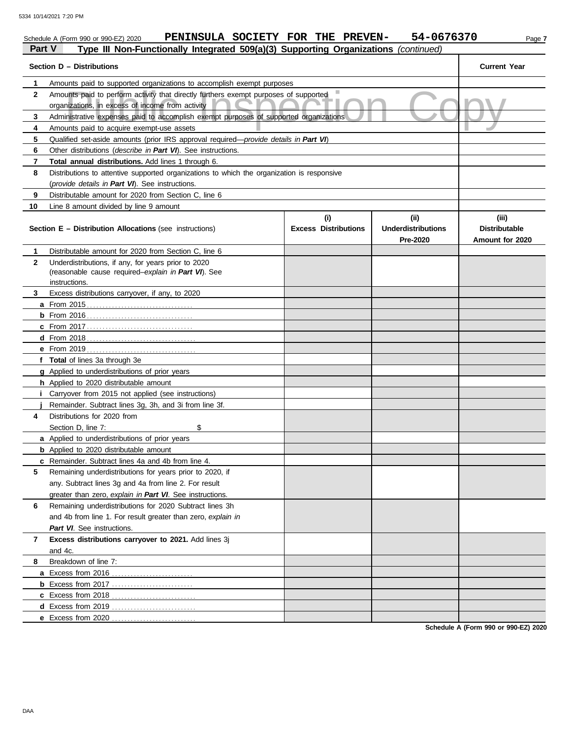Schedule A (Form 990 or 990-EZ) 2020 **PENINSULA SOCIETY FOR THE PREVEN- 54-0676370**

**Part V** **Type III Non-Functionally Integrated 509(a)(3) Supporting Organizations** *(continued)*

| | **Section D – Distributions** | **Current Year** |
|---|---|---|
| **1** | Amounts paid to supported organizations to accomplish exempt purposes | |
| **2** | Amounts paid to perform activity that directly furthers exempt purposes of supported organizations, in excess of income from activity | |
| **3** | Administrative expenses paid to accomplish exempt purposes of supported organizations | |
| **4** | Amounts paid to acquire exempt-use assets | |
| **5** | Qualified set-aside amounts (prior IRS approval required—*provide details in **Part VI***) | |
| **6** | Other distributions (*describe in **Part VI***). See instructions. | |
| **7** | **Total annual distributions.** Add lines 1 through 6. | |
| **8** | Distributions to attentive supported organizations to which the organization is responsive (*provide details in **Part VI***). See instructions. | |
| **9** | Distributable amount for 2020 from Section C, line 6 | |
| **10** | Line 8 amount divided by line 9 amount | |

| | **Section E – Distribution Allocations** (see instructions) | **(i) Excess Distributions** | **(ii) Underdistributions Pre-2020** | **(iii) Distributable Amount for 2020** |
|---|---|---|---|---|
| **1** | Distributable amount for 2020 from Section C, line 6 | | | |
| **2** | Underdistributions, if any, for years prior to 2020 (reasonable cause required–*explain in **Part VI***). See instructions. | | | |
| **3** | Excess distributions carryover, if any, to 2020 | | | |
| **a** | From 2015 | | | |
| **b** | From 2016 | | | |
| **c** | From 2017 | | | |
| **d** | From 2018 | | | |
| **e** | From 2019 | | | |
| **f** | **Total** of lines 3a through 3e | | | |
| **g** | Applied to underdistributions of prior years | | | |
| **h** | Applied to 2020 distributable amount | | | |
| **i** | Carryover from 2015 not applied (see instructions) | | | |
| **j** | Remainder. Subtract lines 3g, 3h, and 3i from line 3f. | | | |
| **4** | Distributions for 2020 from Section D, line 7: $ | | | |
| **a** | Applied to underdistributions of prior years | | | |
| **b** | Applied to 2020 distributable amount | | | |
| **c** | Remainder. Subtract lines 4a and 4b from line 4. | | | |
| **5** | Remaining underdistributions for years prior to 2020, if any. Subtract lines 3g and 4a from line 2. For result greater than zero, *explain in **Part VI***. See instructions. | | | |
| **6** | Remaining underdistributions for 2020 Subtract lines 3h and 4b from line 1. For result greater than zero, *explain in **Part VI***. See instructions. | | | |
| **7** | **Excess distributions carryover to 2021.** Add lines 3j and 4c. | | | |
| **8** | Breakdown of line 7: | | | |
| **a** | Excess from 2016 | | | |
| **b** | Excess from 2017 | | | |
| **c** | Excess from 2018 | | | |
| **d** | Excess from 2019 | | | |
| **e** | Excess from 2020 | | | |

**Schedule A (Form 990 or 990-EZ) 2020**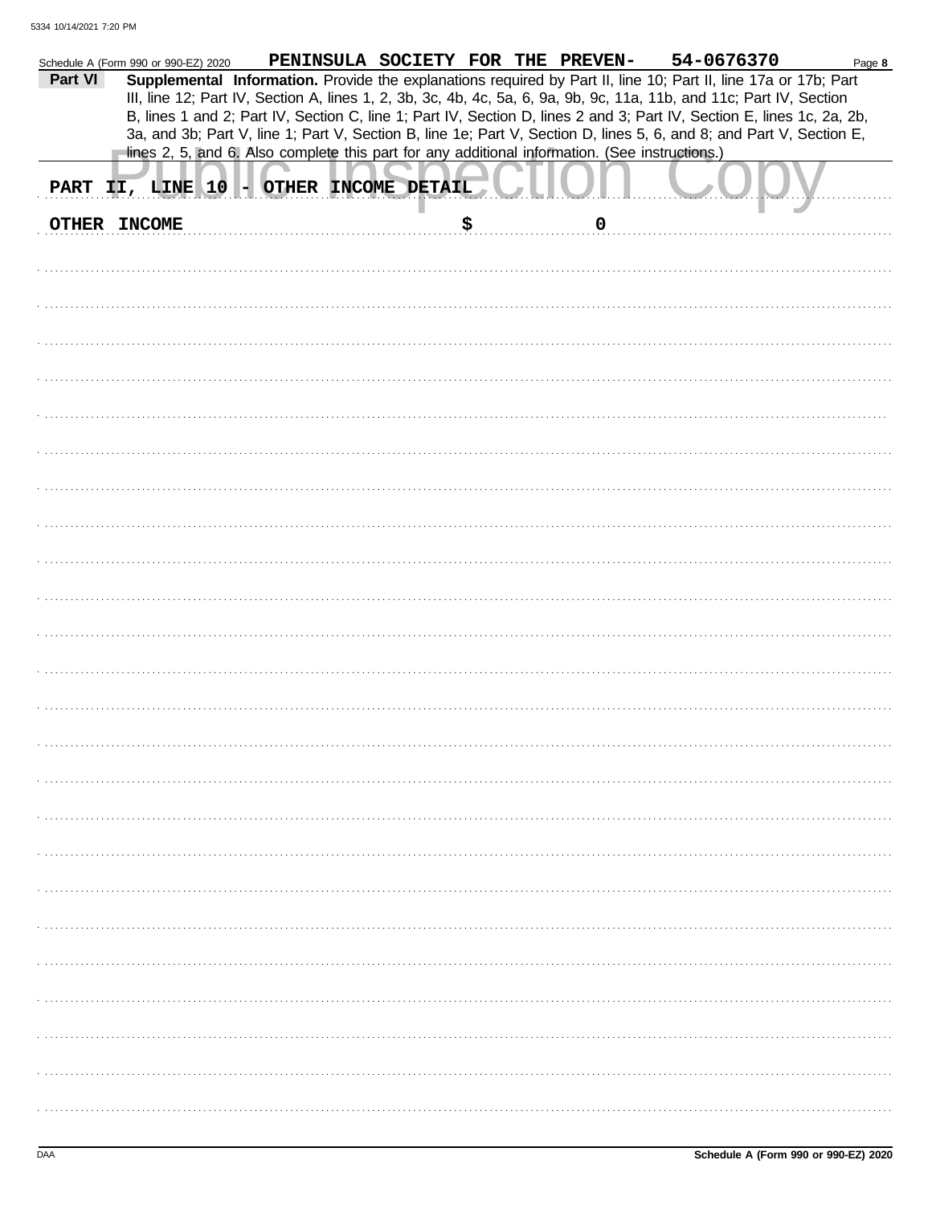Schedule A (Form 990 or 990-EZ) 2020 PENINSULA SOCIETY FOR THE PREVEN- 54-0676370

**Part VI** **Supplemental Information.** Provide the explanations required by Part II, line 10; Part II, line 17a or 17b; Part III, line 12; Part IV, Section A, lines 1, 2, 3b, 3c, 4b, 4c, 5a, 6, 9a, 9b, 9c, 11a, 11b, and 11c; Part IV, Section B, lines 1 and 2; Part IV, Section C, line 1; Part IV, Section D, lines 2 and 3; Part IV, Section E, lines 1c, 2a, 2b, 3a, and 3b; Part V, line 1; Part V, Section B, line 1e; Part V, Section D, lines 5, 6, and 8; and Part V, Section E, lines 2, 5, and 6. Also complete this part for any additional information. (See instructions.)

PART II, LINE 10 - OTHER INCOME DETAIL

OTHER INCOME $ 0

Schedule A (Form 990 or 990-EZ) 2020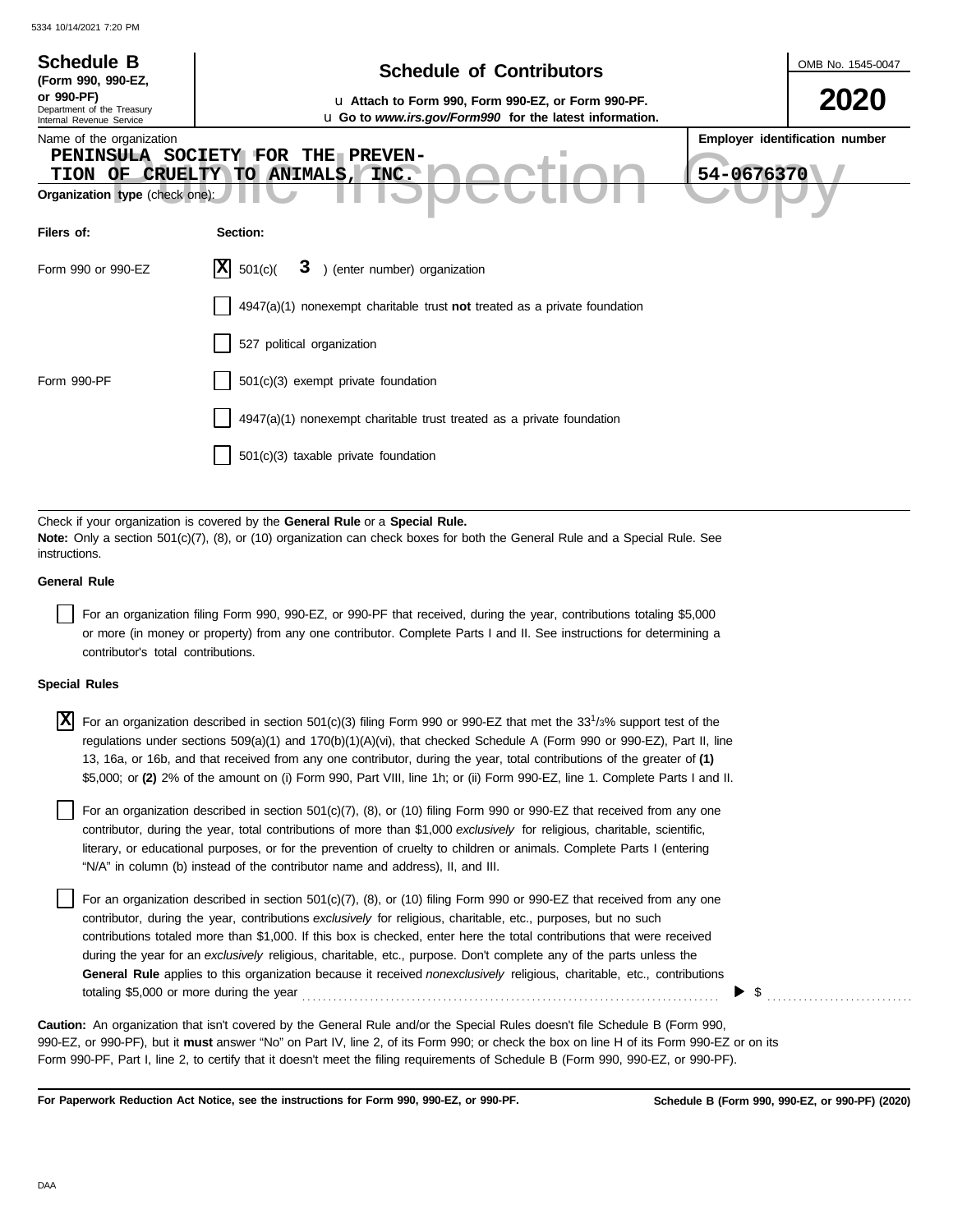**Schedule B**
**(Form 990, 990-EZ, or 990-PF)**
Department of the Treasury
Internal Revenue Service

# Schedule of Contributors

u **Attach to Form 990, Form 990-EZ, or Form 990-PF.**
u **Go to *www.irs.gov/Form990* for the latest information.**

OMB No. 1545-0047

**2020**

Name of the organization: PENINSULA SOCIETY FOR THE PREVENTION OF CRUELTY TO ANIMALS, INC.

**Employer identification number**: 54-0676370

Public Inspection Copy

**Organization type** (check one):

| **Filers of:** | **Section:** |
|---|---|
| Form 990 or 990-EZ | [X] 501(c)( 3 ) (enter number) organization |
| | [ ] 4947(a)(1) nonexempt charitable trust **not** treated as a private foundation |
| | [ ] 527 political organization |
| Form 990-PF | [ ] 501(c)(3) exempt private foundation |
| | [ ] 4947(a)(1) nonexempt charitable trust treated as a private foundation |
| | [ ] 501(c)(3) taxable private foundation |

Check if your organization is covered by the **General Rule** or a **Special Rule.**
**Note:** Only a section 501(c)(7), (8), or (10) organization can check boxes for both the General Rule and a Special Rule. See instructions.

**General Rule**

[ ] For an organization filing Form 990, 990-EZ, or 990-PF that received, during the year, contributions totaling $5,000 or more (in money or property) from any one contributor. Complete Parts I and II. See instructions for determining a contributor's total contributions.

**Special Rules**

[X] For an organization described in section 501(c)(3) filing Form 990 or 990-EZ that met the $33\frac{1}{3}$% support test of the regulations under sections 509(a)(1) and 170(b)(1)(A)(vi), that checked Schedule A (Form 990 or 990-EZ), Part II, line 13, 16a, or 16b, and that received from any one contributor, during the year, total contributions of the greater of **(1)** $5,000; or **(2)** 2% of the amount on (i) Form 990, Part VIII, line 1h; or (ii) Form 990-EZ, line 1. Complete Parts I and II.

[ ] For an organization described in section 501(c)(7), (8), or (10) filing Form 990 or 990-EZ that received from any one contributor, during the year, total contributions of more than $1,000 *exclusively* for religious, charitable, scientific, literary, or educational purposes, or for the prevention of cruelty to children or animals. Complete Parts I (entering "N/A" in column (b) instead of the contributor name and address), II, and III.

[ ] For an organization described in section 501(c)(7), (8), or (10) filing Form 990 or 990-EZ that received from any one contributor, during the year, contributions *exclusively* for religious, charitable, etc., purposes, but no such contributions totaled more than $1,000. If this box is checked, enter here the total contributions that were received during the year for an *exclusively* religious, charitable, etc., purpose. Don't complete any of the parts unless the **General Rule** applies to this organization because it received *nonexclusively* religious, charitable, etc., contributions totaling $5,000 or more during the year ........ ▶ $ ............

**Caution:** An organization that isn't covered by the General Rule and/or the Special Rules doesn't file Schedule B (Form 990, 990-EZ, or 990-PF), but it **must** answer "No" on Part IV, line 2, of its Form 990; or check the box on line H of its Form 990-EZ or on its Form 990-PF, Part I, line 2, to certify that it doesn't meet the filing requirements of Schedule B (Form 990, 990-EZ, or 990-PF).

**For Paperwork Reduction Act Notice, see the instructions for Form 990, 990-EZ, or 990-PF.** **Schedule B (Form 990, 990-EZ, or 990-PF) (2020)**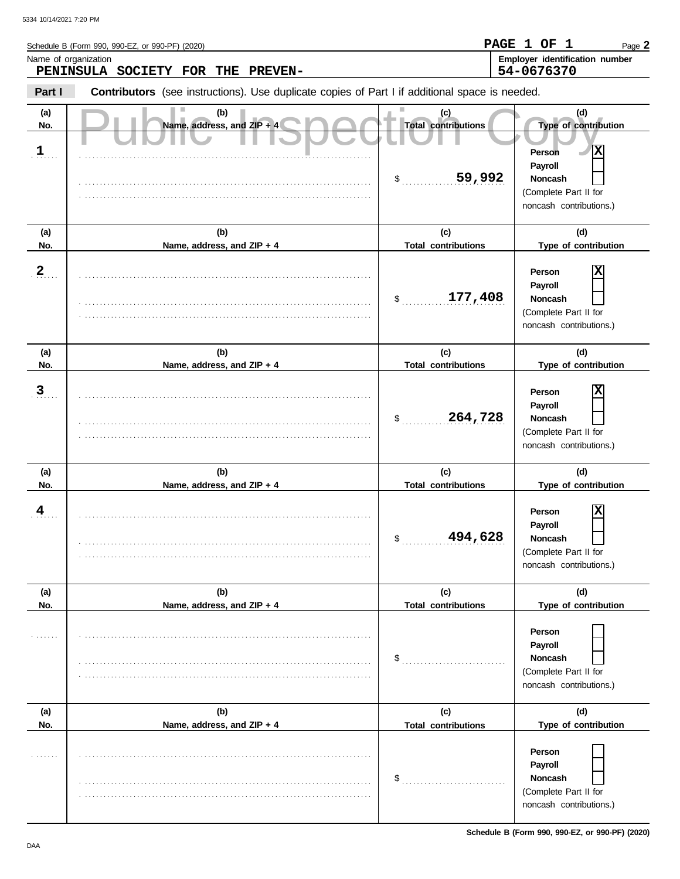Schedule B (Form 990, 990-EZ, or 990-PF) (2020)

**PAGE 1 OF 1**

Name of organization
**PENINSULA SOCIETY FOR THE PREVEN-**

**Employer identification number**
**54-0676370**

**Part I** **Contributors** (see instructions). Use duplicate copies of Part I if additional space is needed.

Public Inspection Copy

| (a) No. | (b) Name, address, and ZIP + 4 | (c) Total contributions | (d) Type of contribution |
|---|---|---|---|
| 1 | | $ 59,992 | Person [X] Payroll [ ] Noncash [ ] (Complete Part II for noncash contributions.) |
| 2 | | $ 177,408 | Person [X] Payroll [ ] Noncash [ ] (Complete Part II for noncash contributions.) |
| 3 | | $ 264,728 | Person [X] Payroll [ ] Noncash [ ] (Complete Part II for noncash contributions.) |
| 4 | | $ 494,628 | Person [X] Payroll [ ] Noncash [ ] (Complete Part II for noncash contributions.) |
| | | $ | Person [ ] Payroll [ ] Noncash [ ] (Complete Part II for noncash contributions.) |
| | | $ | Person [ ] Payroll [ ] Noncash [ ] (Complete Part II for noncash contributions.) |

**Schedule B (Form 990, 990-EZ, or 990-PF) (2020)**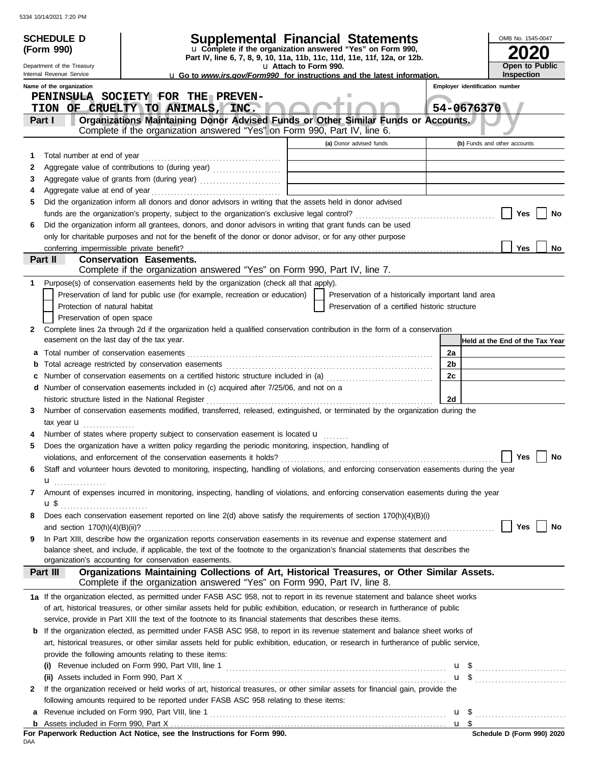**SCHEDULE D (Form 990)**

Department of the Treasury
Internal Revenue Service

# Supplemental Financial Statements

u Complete if the organization answered "Yes" on Form 990, Part IV, line 6, 7, 8, 9, 10, 11a, 11b, 11c, 11d, 11e, 11f, 12a, or 12b.
u Attach to Form 990.
u Go to *www.irs.gov/Form990* for instructions and the latest information.

OMB No. 1545-0047
**2020**
**Open to Public Inspection**

Name of the organization: PENINSULA SOCIETY FOR THE PREVENTION OF CRUELTY TO ANIMALS, INC.

Employer identification number: 54-0676370

## Part I — Organizations Maintaining Donor Advised Funds or Other Similar Funds or Accounts.
Complete if the organization answered "Yes" on Form 990, Part IV, line 6.

| | | (a) Donor advised funds | (b) Funds and other accounts |
|---|---|---|---|
| 1 | Total number at end of year | | |
| 2 | Aggregate value of contributions to (during year) | | |
| 3 | Aggregate value of grants from (during year) | | |
| 4 | Aggregate value at end of year | | |

5 Did the organization inform all donors and donor advisors in writing that the assets held in donor advised funds are the organization's property, subject to the organization's exclusive legal control? ☐ Yes ☐ No

6 Did the organization inform all grantees, donors, and donor advisors in writing that grant funds can be used only for charitable purposes and not for the benefit of the donor or donor advisor, or for any other purpose conferring impermissible private benefit? ☐ Yes ☐ No

## Part II — Conservation Easements.
Complete if the organization answered "Yes" on Form 990, Part IV, line 7.

1 Purpose(s) of conservation easements held by the organization (check all that apply).

- ☐ Preservation of land for public use (for example, recreation or education)
- ☐ Preservation of a historically important land area
- ☐ Protection of natural habitat
- ☐ Preservation of a certified historic structure
- ☐ Preservation of open space

2 Complete lines 2a through 2d if the organization held a qualified conservation contribution in the form of a conservation easement on the last day of the tax year.

| | | | Held at the End of the Tax Year |
|---|---|---|---|
| a | Total number of conservation easements | 2a | |
| b | Total acreage restricted by conservation easements | 2b | |
| c | Number of conservation easements on a certified historic structure included in (a) | 2c | |
| d | Number of conservation easements included in (c) acquired after 7/25/06, and not on a historic structure listed in the National Register | 2d | |

3 Number of conservation easements modified, transferred, released, extinguished, or terminated by the organization during the tax year u

4 Number of states where property subject to conservation easement is located u

5 Does the organization have a written policy regarding the periodic monitoring, inspection, handling of violations, and enforcement of the conservation easements it holds? ☐ Yes ☐ No

6 Staff and volunteer hours devoted to monitoring, inspecting, handling of violations, and enforcing conservation easements during the year u

7 Amount of expenses incurred in monitoring, inspecting, handling of violations, and enforcing conservation easements during the year u $

8 Does each conservation easement reported on line 2(d) above satisfy the requirements of section 170(h)(4)(B)(i) and section 170(h)(4)(B)(ii)? ☐ Yes ☐ No

9 In Part XIII, describe how the organization reports conservation easements in its revenue and expense statement and balance sheet, and include, if applicable, the text of the footnote to the organization's financial statements that describes the organization's accounting for conservation easements.

## Part III — Organizations Maintaining Collections of Art, Historical Treasures, or Other Similar Assets.
Complete if the organization answered "Yes" on Form 990, Part IV, line 8.

1a If the organization elected, as permitted under FASB ASC 958, not to report in its revenue statement and balance sheet works of art, historical treasures, or other similar assets held for public exhibition, education, or research in furtherance of public service, provide in Part XIII the text of the footnote to its financial statements that describes these items.

b If the organization elected, as permitted under FASB ASC 958, to report in its revenue statement and balance sheet works of art, historical treasures, or other similar assets held for public exhibition, education, or research in furtherance of public service, provide the following amounts relating to these items:

(i) Revenue included on Form 990, Part VIII, line 1 u $

(ii) Assets included in Form 990, Part X u $

2 If the organization received or held works of art, historical treasures, or other similar assets for financial gain, provide the following amounts required to be reported under FASB ASC 958 relating to these items:

a Revenue included on Form 990, Part VIII, line 1 u $

b Assets included in Form 990, Part X u $

**For Paperwork Reduction Act Notice, see the Instructions for Form 990.**

DAA

**Schedule D (Form 990) 2020**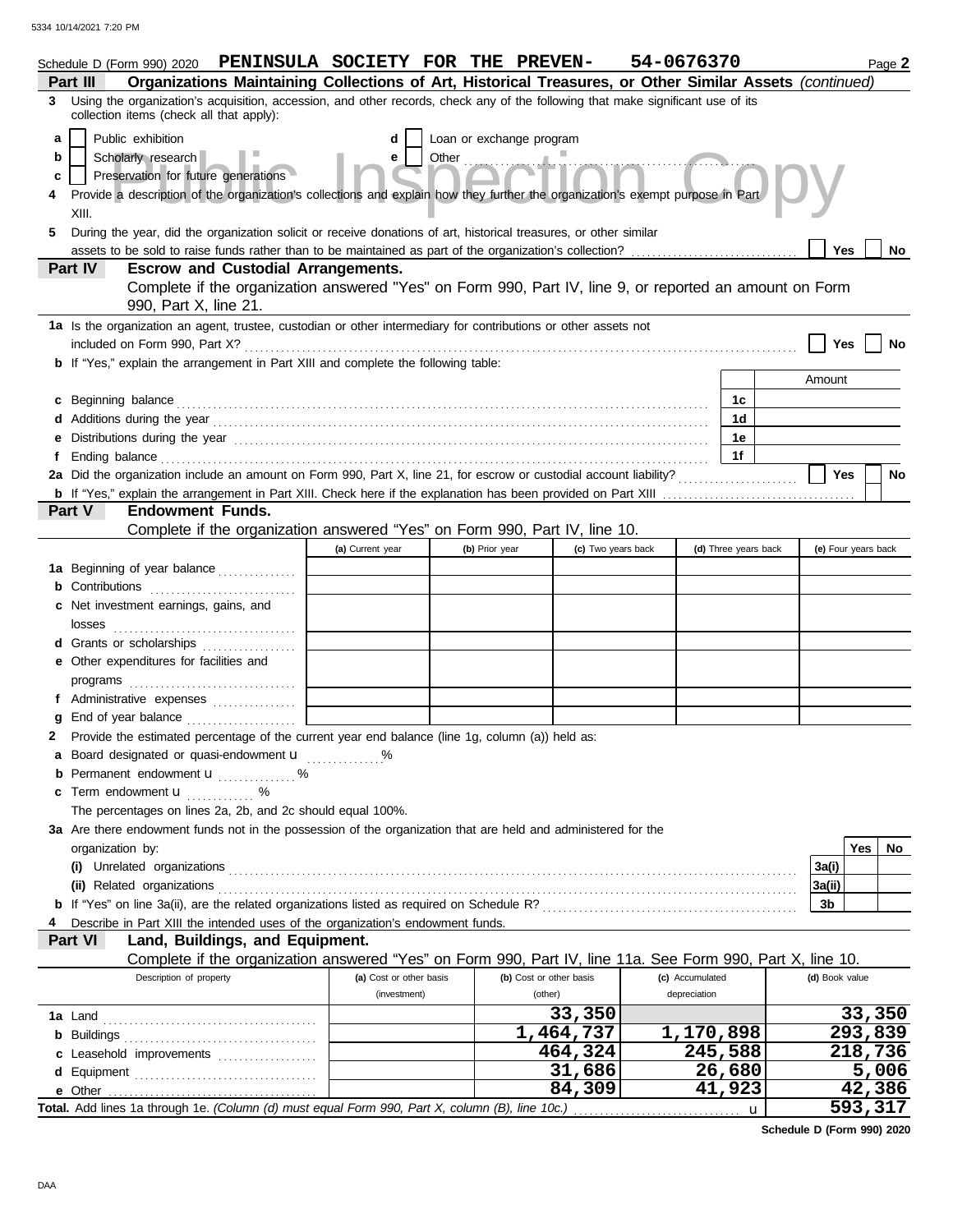Schedule D (Form 990) 2020 **PENINSULA SOCIETY FOR THE PREVEN- 54-0676370** Page **2**

**Part III** **Organizations Maintaining Collections of Art, Historical Treasures, or Other Similar Assets** *(continued)*

**3** Using the organization's acquisition, accession, and other records, check any of the following that make significant use of its collection items (check all that apply):

- **a** ☐ Public exhibition
- **b** ☐ Scholarly research
- **c** ☐ Preservation for future generations
- **d** ☐ Loan or exchange program
- **e** ☐ Other

**4** Provide a description of the organization's collections and explain how they further the organization's exempt purpose in Part XIII.

**5** During the year, did the organization solicit or receive donations of art, historical treasures, or other similar assets to be sold to raise funds rather than to be maintained as part of the organization's collection? ☐ Yes ☐ No

**Part IV** **Escrow and Custodial Arrangements.**
Complete if the organization answered "Yes" on Form 990, Part IV, line 9, or reported an amount on Form 990, Part X, line 21.

**1a** Is the organization an agent, trustee, custodian or other intermediary for contributions or other assets not included on Form 990, Part X? ☐ Yes ☐ No

**b** If "Yes," explain the arrangement in Part XIII and complete the following table:

| | | Amount |
|---|---|---|
| **c** Beginning balance | 1c | |
| **d** Additions during the year | 1d | |
| **e** Distributions during the year | 1e | |
| **f** Ending balance | 1f | |

**2a** Did the organization include an amount on Form 990, Part X, line 21, for escrow or custodial account liability? ☐ Yes ☐ No

**b** If "Yes," explain the arrangement in Part XIII. Check here if the explanation has been provided on Part XIII ☐

**Part V** **Endowment Funds.**
Complete if the organization answered "Yes" on Form 990, Part IV, line 10.

| | (a) Current year | (b) Prior year | (c) Two years back | (d) Three years back | (e) Four years back |
|---|---|---|---|---|---|
| **1a** Beginning of year balance | | | | | |
| **b** Contributions | | | | | |
| **c** Net investment earnings, gains, and losses | | | | | |
| **d** Grants or scholarships | | | | | |
| **e** Other expenditures for facilities and programs | | | | | |
| **f** Administrative expenses | | | | | |
| **g** End of year balance | | | | | |

**2** Provide the estimated percentage of the current year end balance (line 1g, column (a)) held as:

- **a** Board designated or quasi-endowment u %
- **b** Permanent endowment u %
- **c** Term endowment u %

The percentages on lines 2a, 2b, and 2c should equal 100%.

**3a** Are there endowment funds not in the possession of the organization that are held and administered for the organization by:

| | | Yes | No |
|---|---|---|---|
| **(i)** Unrelated organizations | 3a(i) | | |
| **(ii)** Related organizations | 3a(ii) | | |
| **b** If "Yes" on line 3a(ii), are the related organizations listed as required on Schedule R? | 3b | | |

**4** Describe in Part XIII the intended uses of the organization's endowment funds.

**Part VI** **Land, Buildings, and Equipment.**
Complete if the organization answered "Yes" on Form 990, Part IV, line 11a. See Form 990, Part X, line 10.

| Description of property | (a) Cost or other basis (investment) | (b) Cost or other basis (other) | (c) Accumulated depreciation | (d) Book value |
|---|---|---|---|---|
| **1a** Land | | 33,350 | | 33,350 |
| **b** Buildings | | 1,464,737 | 1,170,898 | 293,839 |
| **c** Leasehold improvements | | 464,324 | 245,588 | 218,736 |
| **d** Equipment | | 31,686 | 26,680 | 5,006 |
| **e** Other | | 84,309 | 41,923 | 42,386 |
| **Total.** Add lines 1a through 1e. *(Column (d) must equal Form 990, Part X, column (B), line 10c.)* u | | | | 593,317 |

**Schedule D (Form 990) 2020**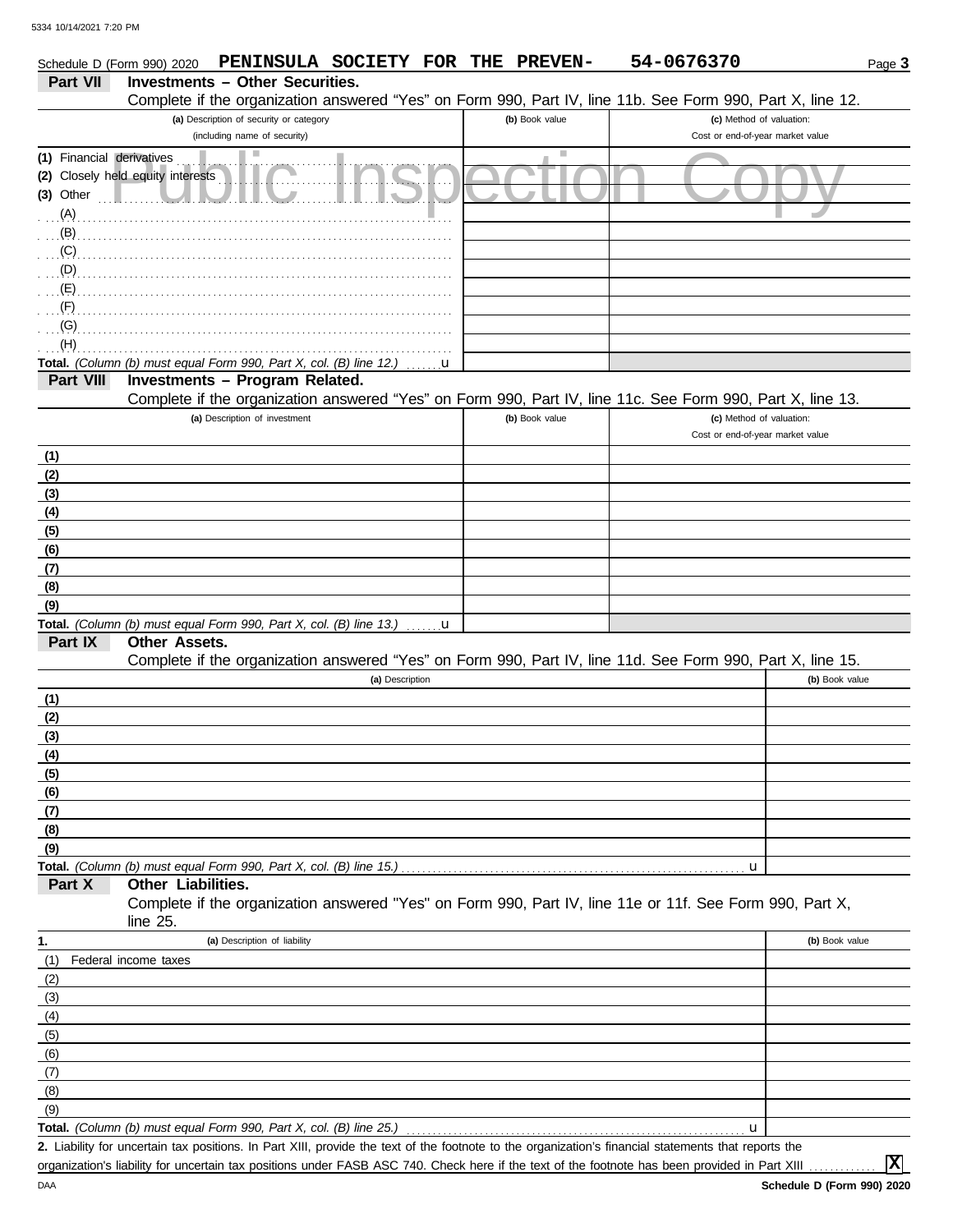Schedule D (Form 990) 2020 **PENINSULA SOCIETY FOR THE PREVEN-** **54-0676370**

## Part VII Investments – Other Securities.

Complete if the organization answered "Yes" on Form 990, Part IV, line 11b. See Form 990, Part X, line 12.

| (a) Description of security or category (including name of security) | (b) Book value | (c) Method of valuation: Cost or end-of-year market value |
|---|---|---|
| (1) Financial derivatives | | |
| (2) Closely held equity interests | | |
| (3) Other | | |
| (A) | | |
| (B) | | |
| (C) | | |
| (D) | | |
| (E) | | |
| (F) | | |
| (G) | | |
| (H) | | |
| **Total.** *(Column (b) must equal Form 990, Part X, col. (B) line 12.)* u | | |

## Part VIII Investments – Program Related.

Complete if the organization answered "Yes" on Form 990, Part IV, line 11c. See Form 990, Part X, line 13.

| (a) Description of investment | (b) Book value | (c) Method of valuation: Cost or end-of-year market value |
|---|---|---|
| (1) | | |
| (2) | | |
| (3) | | |
| (4) | | |
| (5) | | |
| (6) | | |
| (7) | | |
| (8) | | |
| (9) | | |
| **Total.** *(Column (b) must equal Form 990, Part X, col. (B) line 13.)* u | | |

## Part IX Other Assets.

Complete if the organization answered "Yes" on Form 990, Part IV, line 11d. See Form 990, Part X, line 15.

| (a) Description | (b) Book value |
|---|---|
| (1) | |
| (2) | |
| (3) | |
| (4) | |
| (5) | |
| (6) | |
| (7) | |
| (8) | |
| (9) | |
| **Total.** *(Column (b) must equal Form 990, Part X, col. (B) line 15.)* u | |

## Part X Other Liabilities.

Complete if the organization answered "Yes" on Form 990, Part IV, line 11e or 11f. See Form 990, Part X, line 25.

| 1. (a) Description of liability | (b) Book value |
|---|---|
| (1) Federal income taxes | |
| (2) | |
| (3) | |
| (4) | |
| (5) | |
| (6) | |
| (7) | |
| (8) | |
| (9) | |
| **Total.** *(Column (b) must equal Form 990, Part X, col. (B) line 25.)* u | |

**2.** Liability for uncertain tax positions. In Part XIII, provide the text of the footnote to the organization's financial statements that reports the organization's liability for uncertain tax positions under FASB ASC 740. Check here if the text of the footnote has been provided in Part XIII ............. [X]

**Schedule D (Form 990) 2020**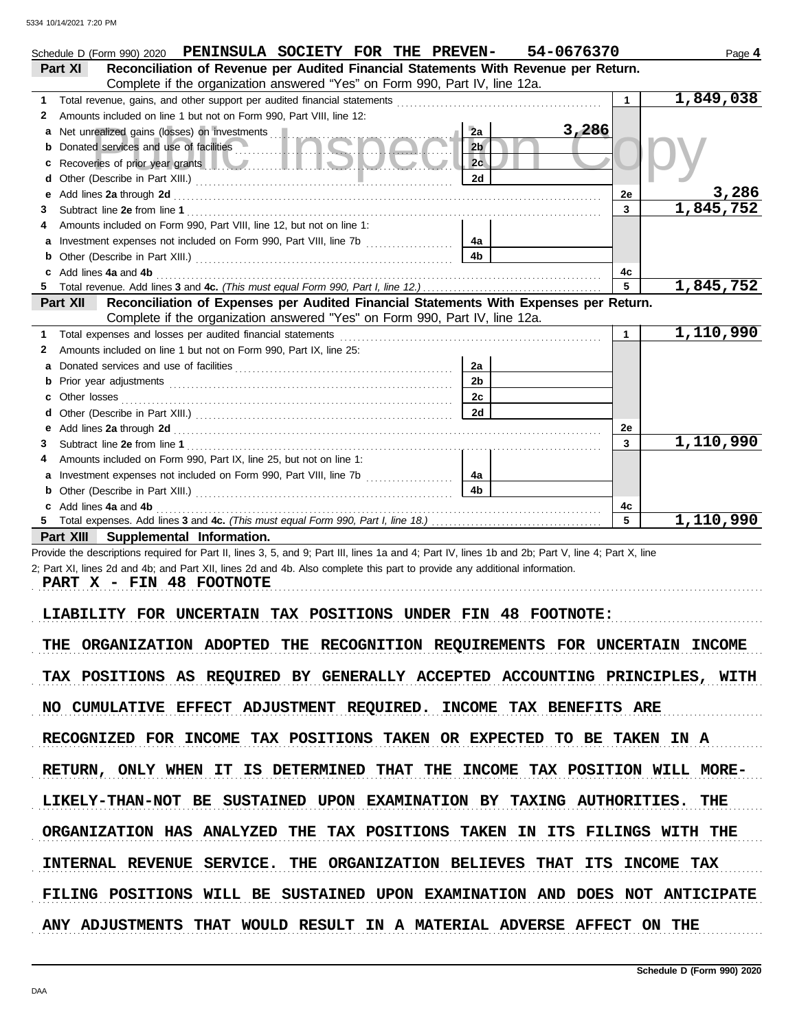Schedule D (Form 990) 2020 PENINSULA SOCIETY FOR THE PREVEN- 54-0676370 Page **4**

**Part XI — Reconciliation of Revenue per Audited Financial Statements With Revenue per Return.**
Complete if the organization answered "Yes" on Form 990, Part IV, line 12a.

| | | | | | |
|---|---|---|---|---|---|
| **1** | Total revenue, gains, and other support per audited financial statements | | | 1 | 1,849,038 |
| **2** | Amounts included on line 1 but not on Form 990, Part VIII, line 12: | | | | |
| a | Net unrealized gains (losses) on investments | 2a | 3,286 | | |
| b | Donated services and use of facilities | 2b | | | |
| c | Recoveries of prior year grants | 2c | | | |
| d | Other (Describe in Part XIII.) | 2d | | | |
| e | Add lines **2a** through **2d** | | | 2e | 3,286 |
| **3** | Subtract line **2e** from line **1** | | | 3 | 1,845,752 |
| **4** | Amounts included on Form 990, Part VIII, line 12, but not on line 1: | | | | |
| a | Investment expenses not included on Form 990, Part VIII, line 7b | 4a | | | |
| b | Other (Describe in Part XIII.) | 4b | | | |
| c | Add lines **4a** and **4b** | | | 4c | |
| **5** | Total revenue. Add lines **3** and **4c.** *(This must equal Form 990, Part I, line 12.)* | | | 5 | 1,845,752 |

**Part XII — Reconciliation of Expenses per Audited Financial Statements With Expenses per Return.**
Complete if the organization answered "Yes" on Form 990, Part IV, line 12a.

| | | | | | |
|---|---|---|---|---|---|
| **1** | Total expenses and losses per audited financial statements | | | 1 | 1,110,990 |
| **2** | Amounts included on line 1 but not on Form 990, Part IX, line 25: | | | | |
| a | Donated services and use of facilities | 2a | | | |
| b | Prior year adjustments | 2b | | | |
| c | Other losses | 2c | | | |
| d | Other (Describe in Part XIII.) | 2d | | | |
| e | Add lines **2a** through **2d** | | | 2e | |
| **3** | Subtract line **2e** from line **1** | | | 3 | 1,110,990 |
| **4** | Amounts included on Form 990, Part IX, line 25, but not on line 1: | | | | |
| a | Investment expenses not included on Form 990, Part VIII, line 7b | 4a | | | |
| b | Other (Describe in Part XIII.) | 4b | | | |
| c | Add lines **4a** and **4b** | | | 4c | |
| **5** | Total expenses. Add lines **3** and **4c.** *(This must equal Form 990, Part I, line 18.)* | | | 5 | 1,110,990 |

**Part XIII — Supplemental Information.**

Provide the descriptions required for Part II, lines 3, 5, and 9; Part III, lines 1a and 4; Part IV, lines 1b and 2b; Part V, line 4; Part X, line 2; Part XI, lines 2d and 4b; and Part XII, lines 2d and 4b. Also complete this part to provide any additional information.

PART X - FIN 48 FOOTNOTE

LIABILITY FOR UNCERTAIN TAX POSITIONS UNDER FIN 48 FOOTNOTE:

THE ORGANIZATION ADOPTED THE RECOGNITION REQUIREMENTS FOR UNCERTAIN INCOME TAX POSITIONS AS REQUIRED BY GENERALLY ACCEPTED ACCOUNTING PRINCIPLES, WITH NO CUMULATIVE EFFECT ADJUSTMENT REQUIRED. INCOME TAX BENEFITS ARE RECOGNIZED FOR INCOME TAX POSITIONS TAKEN OR EXPECTED TO BE TAKEN IN A RETURN, ONLY WHEN IT IS DETERMINED THAT THE INCOME TAX POSITION WILL MORE-LIKELY-THAN-NOT BE SUSTAINED UPON EXAMINATION BY TAXING AUTHORITIES. THE ORGANIZATION HAS ANALYZED THE TAX POSITIONS TAKEN IN ITS FILINGS WITH THE INTERNAL REVENUE SERVICE. THE ORGANIZATION BELIEVES THAT ITS INCOME TAX FILING POSITIONS WILL BE SUSTAINED UPON EXAMINATION AND DOES NOT ANTICIPATE ANY ADJUSTMENTS THAT WOULD RESULT IN A MATERIAL ADVERSE AFFECT ON THE

Schedule D (Form 990) 2020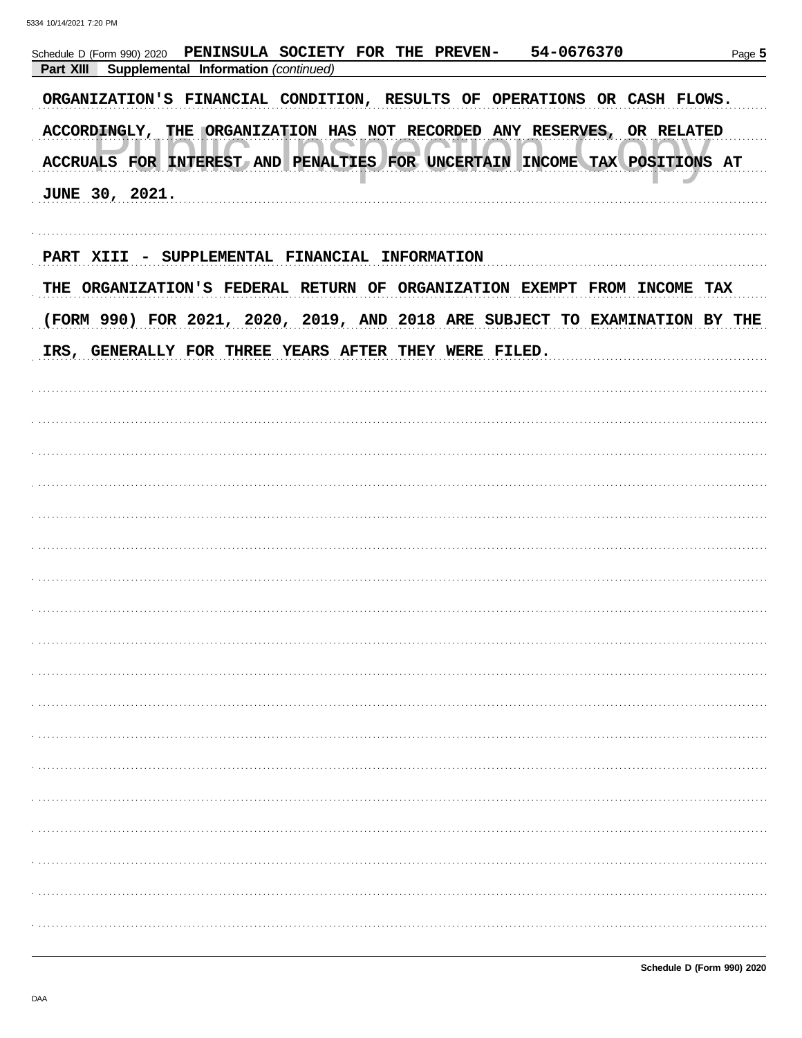Schedule D (Form 990) 2020 PENINSULA SOCIETY FOR THE PREVEN- 54-0676370

**Part XIII Supplemental Information** *(continued)*

ORGANIZATION'S FINANCIAL CONDITION, RESULTS OF OPERATIONS OR CASH FLOWS. ACCORDINGLY, THE ORGANIZATION HAS NOT RECORDED ANY RESERVES, OR RELATED ACCRUALS FOR INTEREST AND PENALTIES FOR UNCERTAIN INCOME TAX POSITIONS AT JUNE 30, 2021.

PART XIII - SUPPLEMENTAL FINANCIAL INFORMATION

THE ORGANIZATION'S FEDERAL RETURN OF ORGANIZATION EXEMPT FROM INCOME TAX (FORM 990) FOR 2021, 2020, 2019, AND 2018 ARE SUBJECT TO EXAMINATION BY THE IRS, GENERALLY FOR THREE YEARS AFTER THEY WERE FILED.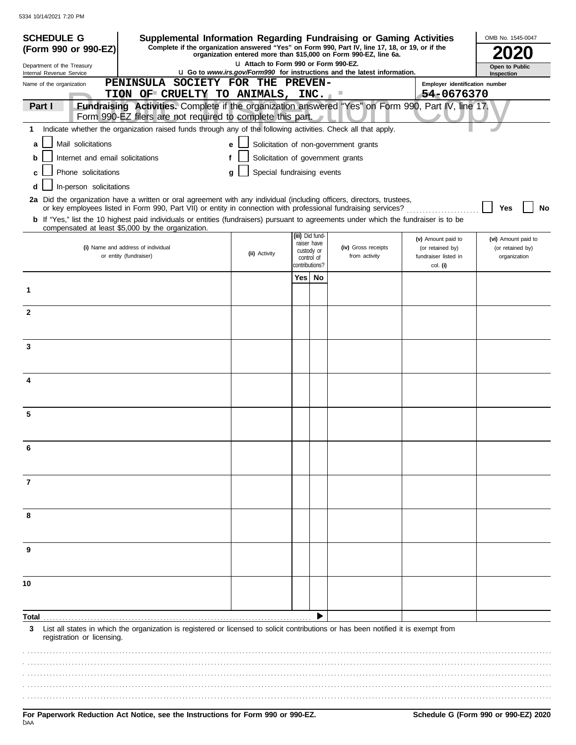5334 10/14/2021 7:20 PM

**SCHEDULE G (Form 990 or 990-EZ)**

Department of the Treasury
Internal Revenue Service

# Supplemental Information Regarding Fundraising or Gaming Activities

**Complete if the organization answered "Yes" on Form 990, Part IV, line 17, 18, or 19, or if the organization entered more than $15,000 on Form 990-EZ, line 6a.**

u **Attach to Form 990 or Form 990-EZ.**

u **Go to *www.irs.gov/Form990* for instructions and the latest information.**

OMB No. 1545-0047

**2020**

**Open to Public Inspection**

Name of the organization: **PENINSULA SOCIETY FOR THE PREVENTION OF CRUELTY TO ANIMALS, INC.**

Employer identification number: **54-0676370**

**Part I** **Fundraising Activities.** Complete if the organization answered "Yes" on Form 990, Part IV, line 17. Form 990-EZ filers are not required to complete this part.

**1** Indicate whether the organization raised funds through any of the following activities. Check all that apply.

- **a** ☐ Mail solicitations
- **b** ☐ Internet and email solicitations
- **c** ☐ Phone solicitations
- **d** ☐ In-person solicitations
- **e** ☐ Solicitation of non-government grants
- **f** ☐ Solicitation of government grants
- **g** ☐ Special fundraising events

**2a** Did the organization have a written or oral agreement with any individual (including officers, directors, trustees, or key employees listed in Form 990, Part VII) or entity in connection with professional fundraising services? ☐ **Yes** ☐ **No**

**b** If "Yes," list the 10 highest paid individuals or entities (fundraisers) pursuant to agreements under which the fundraiser is to be compensated at least $5,000 by the organization.

| | (i) Name and address of individual or entity (fundraiser) | (ii) Activity | (iii) Did fundraiser have custody or control of contributions? Yes | No | (iv) Gross receipts from activity | (v) Amount paid to (or retained by) fundraiser listed in col. (i) | (vi) Amount paid to (or retained by) organization |
|---|---|---|---|---|---|---|---|
| 1 | | | | | | | |
| 2 | | | | | | | |
| 3 | | | | | | | |
| 4 | | | | | | | |
| 5 | | | | | | | |
| 6 | | | | | | | |
| 7 | | | | | | | |
| 8 | | | | | | | |
| 9 | | | | | | | |
| 10 | | | | | | | |
| **Total** | | | | ▶ | | | |

**3** List all states in which the organization is registered or licensed to solicit contributions or has been notified it is exempt from registration or licensing.

**For Paperwork Reduction Act Notice, see the Instructions for Form 990 or 990-EZ.**

**Schedule G (Form 990 or 990-EZ) 2020**

DAA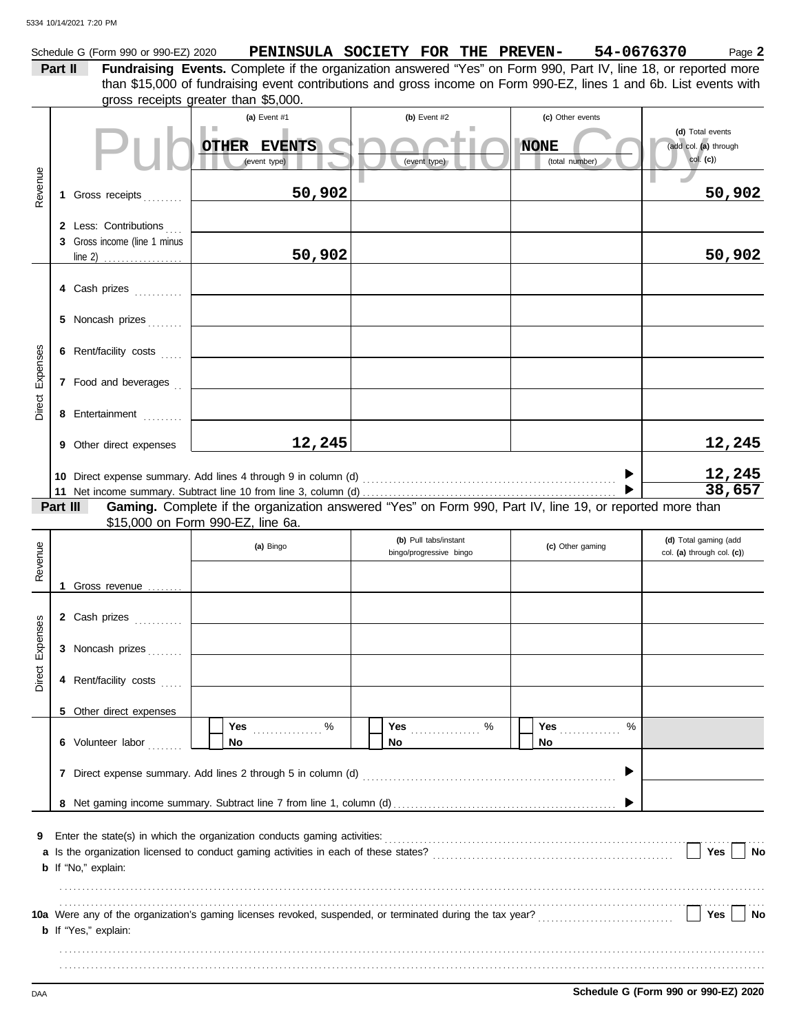Schedule G (Form 990 or 990-EZ) 2020 **PENINSULA SOCIETY FOR THE PREVEN- 54-0676370** Page **2**

**Part II** **Fundraising Events.** Complete if the organization answered "Yes" on Form 990, Part IV, line 18, or reported more than $15,000 of fundraising event contributions and gross income on Form 990-EZ, lines 1 and 6b. List events with gross receipts greater than $5,000.

| | | (a) Event #1 | (b) Event #2 | (c) Other events | (d) Total events (add col. (a) through col. (c)) |
|---|---|---|---|---|---|
| | | **OTHER EVENTS** (event type) | (event type) | **NONE** (total number) | |
| Revenue | 1 Gross receipts | **50,902** | | | **50,902** |
| | 2 Less: Contributions | | | | |
| | 3 Gross income (line 1 minus line 2) | **50,902** | | | **50,902** |
| Direct Expenses | 4 Cash prizes | | | | |
| | 5 Noncash prizes | | | | |
| | 6 Rent/facility costs | | | | |
| | 7 Food and beverages | | | | |
| | 8 Entertainment | | | | |
| | 9 Other direct expenses | **12,245** | | | **12,245** |

10 Direct expense summary. Add lines 4 through 9 in column (d) ▶ **12,245**

11 Net income summary. Subtract line 10 from line 3, column (d) ▶ **38,657**

**Part III** **Gaming.** Complete if the organization answered "Yes" on Form 990, Part IV, line 19, or reported more than $15,000 on Form 990-EZ, line 6a.

| | | (a) Bingo | (b) Pull tabs/instant bingo/progressive bingo | (c) Other gaming | (d) Total gaming (add col. (a) through col. (c)) |
|---|---|---|---|---|---|
| Revenue | 1 Gross revenue | | | | |
| Direct Expenses | 2 Cash prizes | | | | |
| | 3 Noncash prizes | | | | |
| | 4 Rent/facility costs | | | | |
| | 5 Other direct expenses | | | | |
| | 6 Volunteer labor | ☐ Yes ...... % ☐ No | ☐ Yes ...... % ☐ No | ☐ Yes ...... % ☐ No | |

7 Direct expense summary. Add lines 2 through 5 in column (d) ▶

8 Net gaming income summary. Subtract line 7 from line 1, column (d) ▶

9 Enter the state(s) in which the organization conducts gaming activities:

a Is the organization licensed to conduct gaming activities in each of these states? ☐ Yes ☐ No

b If "No," explain:

10a Were any of the organization's gaming licenses revoked, suspended, or terminated during the tax year? ☐ Yes ☐ No

b If "Yes," explain:

DAA **Schedule G (Form 990 or 990-EZ) 2020**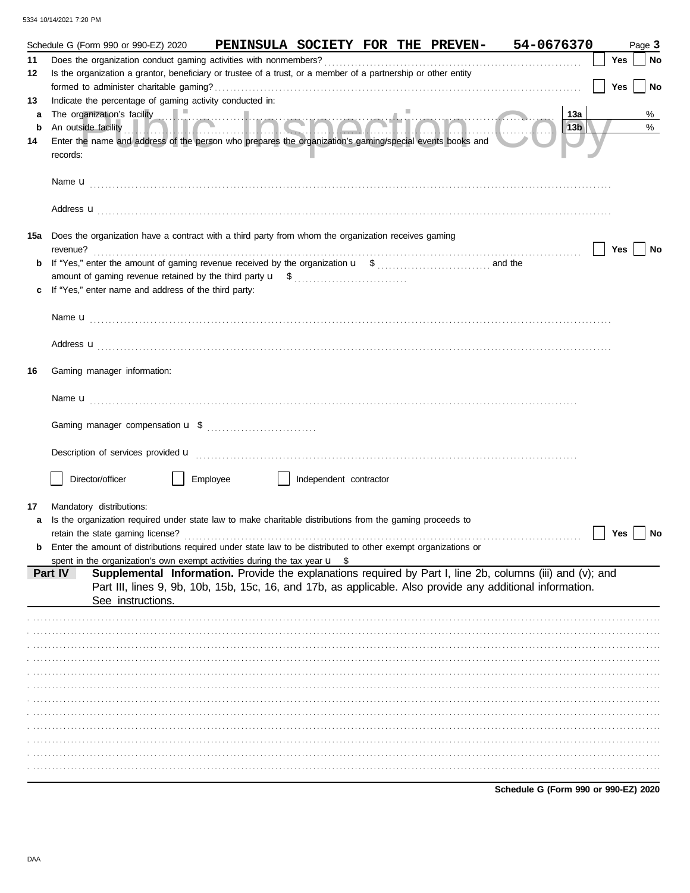Schedule G (Form 990 or 990-EZ) 2020 **PENINSULA SOCIETY FOR THE PREVEN- 54-0676370** Page **3**

**11** Does the organization conduct gaming activities with nonmembers? ☐ Yes ☐ No

**12** Is the organization a grantor, beneficiary or trustee of a trust, or a member of a partnership or other entity formed to administer charitable gaming? ☐ Yes ☐ No

**13** Indicate the percentage of gaming activity conducted in:

**a** The organization's facility ..... **13a** %

**b** An outside facility ..... **13b** %

**14** Enter the name and address of the person who prepares the organization's gaming/special events books and records:

Name u

Address u

**15a** Does the organization have a contract with a third party from whom the organization receives gaming revenue? ☐ Yes ☐ No

**b** If "Yes," enter the amount of gaming revenue received by the organization u $ ..... and the amount of gaming revenue retained by the third party u $ .....

**c** If "Yes," enter name and address of the third party:

Name u

Address u

**16** Gaming manager information:

Name u

Gaming manager compensation u $

Description of services provided u

☐ Director/officer ☐ Employee ☐ Independent contractor

**17** Mandatory distributions:

**a** Is the organization required under state law to make charitable distributions from the gaming proceeds to retain the state gaming license? ☐ Yes ☐ No

**b** Enter the amount of distributions required under state law to be distributed to other exempt organizations or spent in the organization's own exempt activities during the tax year u $

**Part IV** **Supplemental Information.** Provide the explanations required by Part I, line 2b, columns (iii) and (v); and Part III, lines 9, 9b, 10b, 15b, 15c, 16, and 17b, as applicable. Also provide any additional information. See instructions.

**Schedule G (Form 990 or 990-EZ) 2020**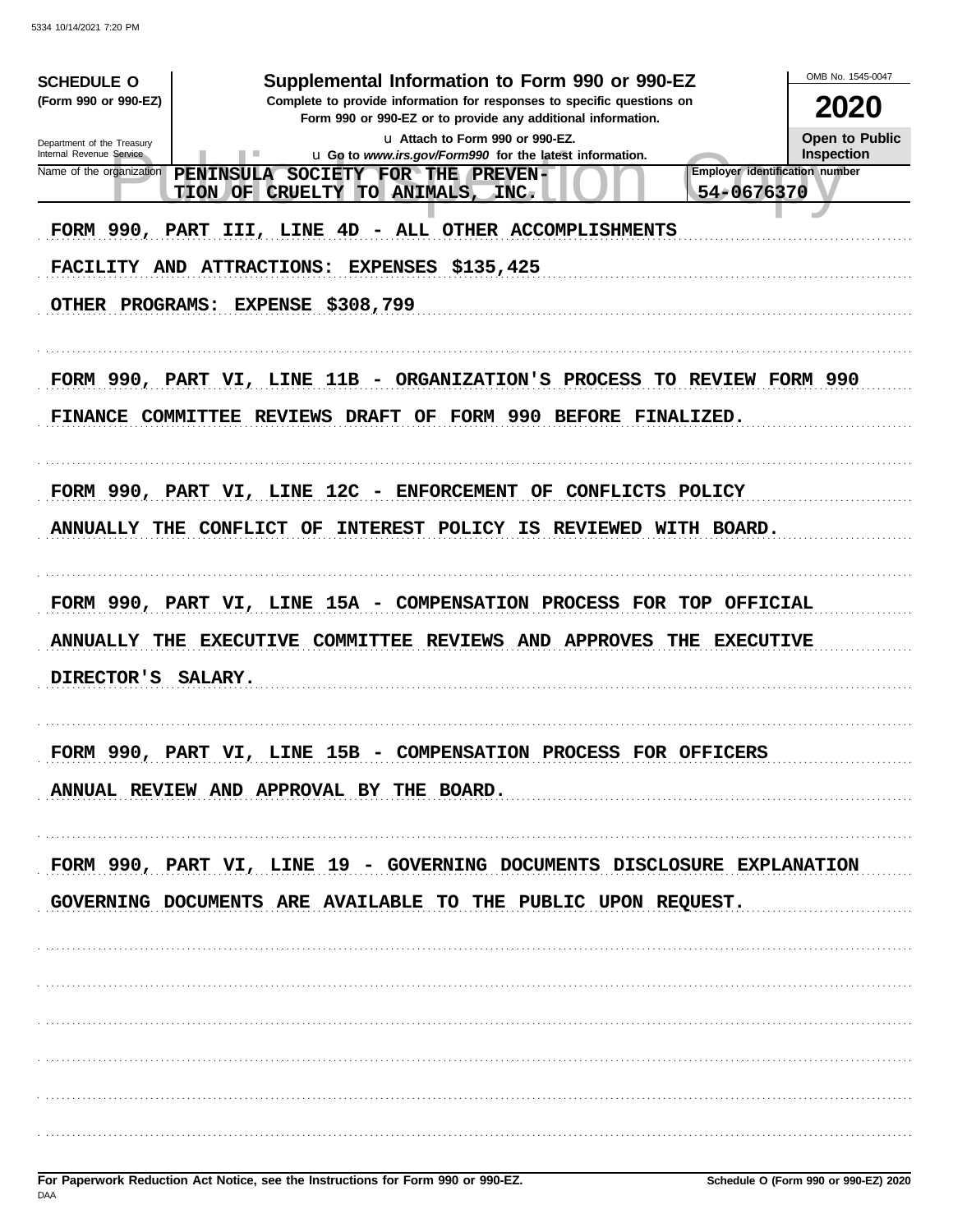**SCHEDULE O** (Form 990 or 990-EZ)

Department of the Treasury
Internal Revenue Service

# Supplemental Information to Form 990 or 990-EZ

**Complete to provide information for responses to specific questions on Form 990 or 990-EZ or to provide any additional information.**

u Attach to Form 990 or 990-EZ.
u Go to *www.irs.gov/Form990* for the latest information.

OMB No. 1545-0047

**2020**

**Open to Public Inspection**

Name of the organization: PENINSULA SOCIETY FOR THE PREVENTION OF CRUELTY TO ANIMALS, INC.

Employer identification number: 54-0676370

FORM 990, PART III, LINE 4D - ALL OTHER ACCOMPLISHMENTS

FACILITY AND ATTRACTIONS: EXPENSES $135,425

OTHER PROGRAMS: EXPENSE $308,799

FORM 990, PART VI, LINE 11B - ORGANIZATION'S PROCESS TO REVIEW FORM 990

FINANCE COMMITTEE REVIEWS DRAFT OF FORM 990 BEFORE FINALIZED.

FORM 990, PART VI, LINE 12C - ENFORCEMENT OF CONFLICTS POLICY

ANNUALLY THE CONFLICT OF INTEREST POLICY IS REVIEWED WITH BOARD.

FORM 990, PART VI, LINE 15A - COMPENSATION PROCESS FOR TOP OFFICIAL

ANNUALLY THE EXECUTIVE COMMITTEE REVIEWS AND APPROVES THE EXECUTIVE DIRECTOR'S SALARY.

FORM 990, PART VI, LINE 15B - COMPENSATION PROCESS FOR OFFICERS

ANNUAL REVIEW AND APPROVAL BY THE BOARD.

FORM 990, PART VI, LINE 19 - GOVERNING DOCUMENTS DISCLOSURE EXPLANATION

GOVERNING DOCUMENTS ARE AVAILABLE TO THE PUBLIC UPON REQUEST.

**For Paperwork Reduction Act Notice, see the Instructions for Form 990 or 990-EZ.** **Schedule O (Form 990 or 990-EZ) 2020**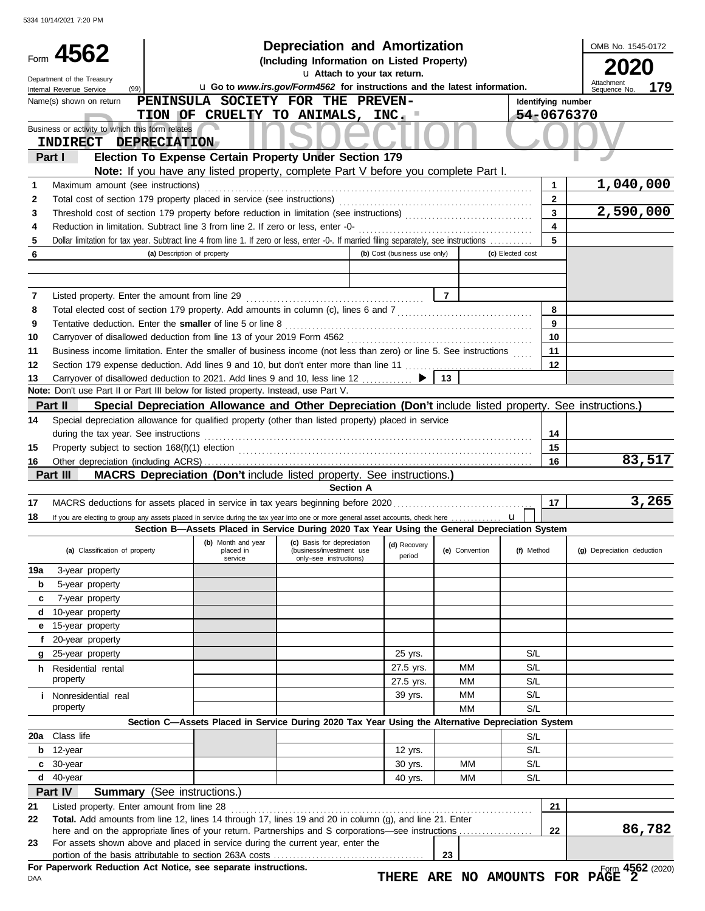5334 10/14/2021 7:20 PM

# Form 4562 — Depreciation and Amortization

**(Including Information on Listed Property)**

u Attach to your tax return.

u Go to *www.irs.gov/Form4562* for instructions and the latest information.

Department of the Treasury
Internal Revenue Service (99)

OMB No. 1545-0172

**2020**

Attachment Sequence No. **179**

Name(s) shown on return: **PENINSULA SOCIETY FOR THE PREVENTION OF CRUELTY TO ANIMALS, INC.**

Identifying number: **54-0676370**

Public Inspection Copy

Business or activity to which this form relates: **INDIRECT DEPRECIATION**

## Part I — Election To Expense Certain Property Under Section 179

**Note:** If you have any listed property, complete Part V before you complete Part I.

| | | | |
|---|---|---|---|
| 1 | Maximum amount (see instructions) | 1 | 1,040,000 |
| 2 | Total cost of section 179 property placed in service (see instructions) | 2 | |
| 3 | Threshold cost of section 179 property before reduction in limitation (see instructions) | 3 | 2,590,000 |
| 4 | Reduction in limitation. Subtract line 3 from line 2. If zero or less, enter -0- | 4 | |
| 5 | Dollar limitation for tax year. Subtract line 4 from line 1. If zero or less, enter -0-. If married filing separately, see instructions | 5 | |

| 6 | (a) Description of property | (b) Cost (business use only) | (c) Elected cost |
|---|---|---|---|
| | | | |
| | | | |

| | | | |
|---|---|---|---|
| 7 | Listed property. Enter the amount from line 29 | 7 | |
| 8 | Total elected cost of section 179 property. Add amounts in column (c), lines 6 and 7 | 8 | |
| 9 | Tentative deduction. Enter the **smaller** of line 5 or line 8 | 9 | |
| 10 | Carryover of disallowed deduction from line 13 of your 2019 Form 4562 | 10 | |
| 11 | Business income limitation. Enter the smaller of business income (not less than zero) or line 5. See instructions | 11 | |
| 12 | Section 179 expense deduction. Add lines 9 and 10, but don't enter more than line 11 | 12 | |
| 13 | Carryover of disallowed deduction to 2021. Add lines 9 and 10, less line 12 ▶ | 13 | |

**Note:** Don't use Part II or Part III below for listed property. Instead, use Part V.

## Part II — Special Depreciation Allowance and Other Depreciation (Don't include listed property. See instructions.)

| | | | |
|---|---|---|---|
| 14 | Special depreciation allowance for qualified property (other than listed property) placed in service during the tax year. See instructions | 14 | |
| 15 | Property subject to section 168(f)(1) election | 15 | |
| 16 | Other depreciation (including ACRS) | 16 | 83,517 |

## Part III — MACRS Depreciation (Don't include listed property. See instructions.)

### Section A

| | | | |
|---|---|---|---|
| 17 | MACRS deductions for assets placed in service in tax years beginning before 2020 | 17 | 3,265 |
| 18 | If you are electing to group any assets placed in service during the tax year into one or more general asset accounts, check here u ☐ | | |

### Section B—Assets Placed in Service During 2020 Tax Year Using the General Depreciation System

| (a) Classification of property | (b) Month and year placed in service | (c) Basis for depreciation (business/investment use only–see instructions) | (d) Recovery period | (e) Convention | (f) Method | (g) Depreciation deduction |
|---|---|---|---|---|---|---|
| 19a 3-year property | | | | | | |
| b 5-year property | | | | | | |
| c 7-year property | | | | | | |
| d 10-year property | | | | | | |
| e 15-year property | | | | | | |
| f 20-year property | | | | | | |
| g 25-year property | | | 25 yrs. | | S/L | |
| h Residential rental property | | | 27.5 yrs. | MM | S/L | |
| | | | 27.5 yrs. | MM | S/L | |
| i Nonresidential real property | | | 39 yrs. | MM | S/L | |
| | | | | MM | S/L | |

### Section C—Assets Placed in Service During 2020 Tax Year Using the Alternative Depreciation System

| (a) Classification of property | (b) Month and year placed in service | (c) Basis for depreciation | (d) Recovery period | (e) Convention | (f) Method | (g) Depreciation deduction |
|---|---|---|---|---|---|---|
| 20a Class life | | | | | S/L | |
| b 12-year | | | 12 yrs. | | S/L | |
| c 30-year | | | 30 yrs. | MM | S/L | |
| d 40-year | | | 40 yrs. | MM | S/L | |

## Part IV — Summary (See instructions.)

| | | | |
|---|---|---|---|
| 21 | Listed property. Enter amount from line 28 | 21 | |
| 22 | **Total.** Add amounts from line 12, lines 14 through 17, lines 19 and 20 in column (g), and line 21. Enter here and on the appropriate lines of your return. Partnerships and S corporations—see instructions | 22 | 86,782 |
| 23 | For assets shown above and placed in service during the current year, enter the portion of the basis attributable to section 263A costs | 23 | |

**For Paperwork Reduction Act Notice, see separate instructions.**

DAA

**THERE ARE NO AMOUNTS FOR PAGE 2**

Form **4562** (2020)